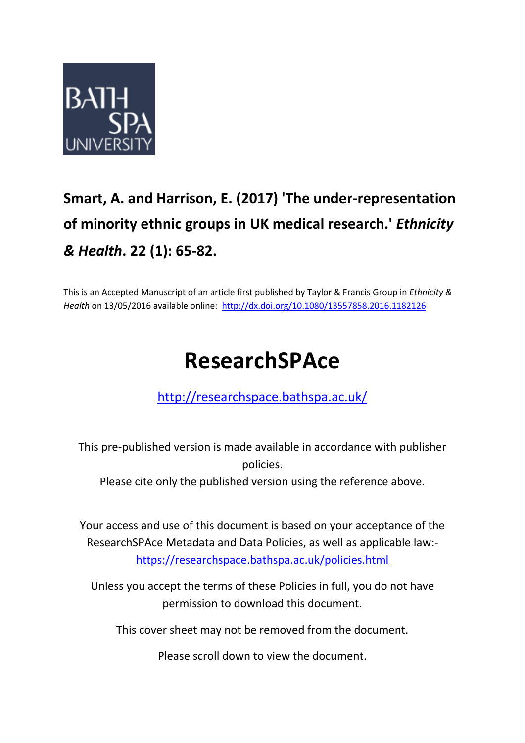**Smart, A. and Harrison, E. (2017) 'The under-representation of minority ethnic groups in UK medical research.'** ***Ethnicity & Health*****. 22 (1): 65-82.**

This is an Accepted Manuscript of an article first published by Taylor & Francis Group in *Ethnicity & Health* on 13/05/2016 available online: http://dx.doi.org/10.1080/13557858.2016.1182126

# ResearchSPAce

http://researchspace.bathspa.ac.uk/

This pre-published version is made available in accordance with publisher policies.

Please cite only the published version using the reference above.

Your access and use of this document is based on your acceptance of the ResearchSPAce Metadata and Data Policies, as well as applicable law:- https://researchspace.bathspa.ac.uk/policies.html

Unless you accept the terms of these Policies in full, you do not have permission to download this document.

This cover sheet may not be removed from the document.

Please scroll down to view the document.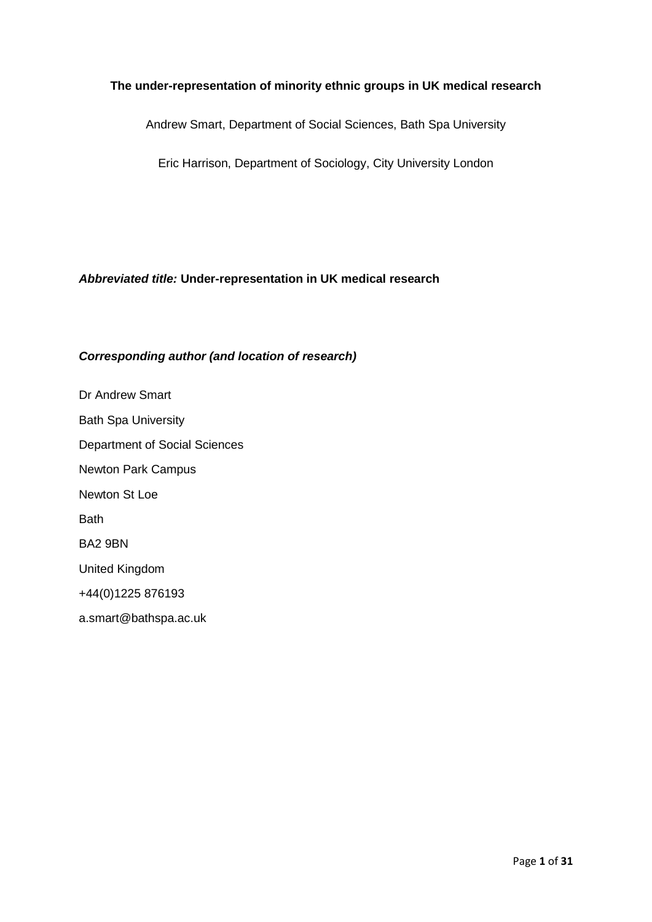**The under-representation of minority ethnic groups in UK medical research**

Andrew Smart, Department of Social Sciences, Bath Spa University

Eric Harrison, Department of Sociology, City University London

***Abbreviated title:*** **Under-representation in UK medical research**

***Corresponding author (and location of research)***

Dr Andrew Smart

Bath Spa University

Department of Social Sciences

Newton Park Campus

Newton St Loe

Bath

BA2 9BN

United Kingdom

+44(0)1225 876193

a.smart@bathspa.ac.uk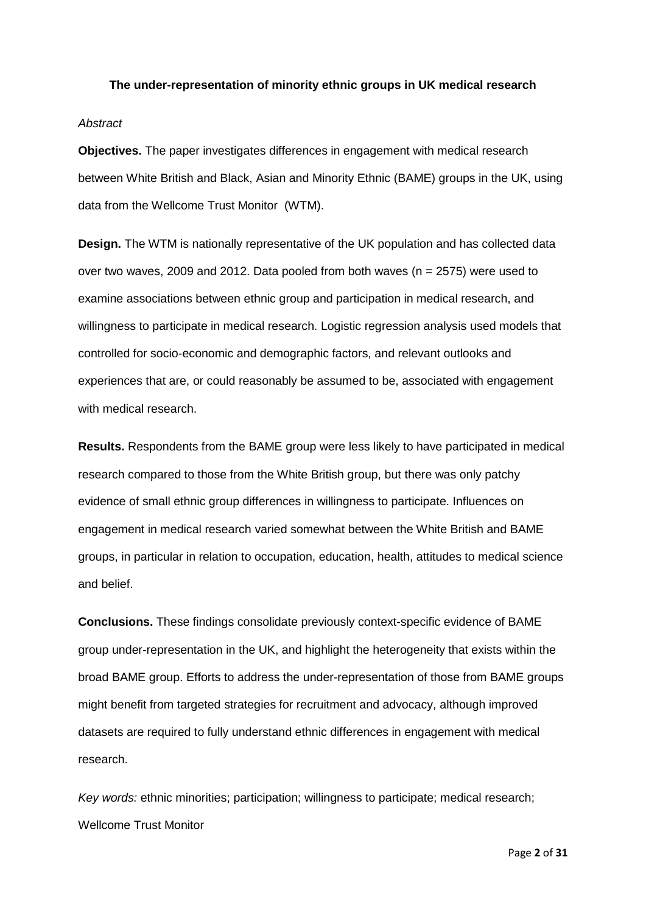**The under-representation of minority ethnic groups in UK medical research**

*Abstract*

**Objectives.** The paper investigates differences in engagement with medical research between White British and Black, Asian and Minority Ethnic (BAME) groups in the UK, using data from the Wellcome Trust Monitor (WTM).

**Design.** The WTM is nationally representative of the UK population and has collected data over two waves, 2009 and 2012. Data pooled from both waves (n = 2575) were used to examine associations between ethnic group and participation in medical research, and willingness to participate in medical research. Logistic regression analysis used models that controlled for socio-economic and demographic factors, and relevant outlooks and experiences that are, or could reasonably be assumed to be, associated with engagement with medical research.

**Results.** Respondents from the BAME group were less likely to have participated in medical research compared to those from the White British group, but there was only patchy evidence of small ethnic group differences in willingness to participate. Influences on engagement in medical research varied somewhat between the White British and BAME groups, in particular in relation to occupation, education, health, attitudes to medical science and belief.

**Conclusions.** These findings consolidate previously context-specific evidence of BAME group under-representation in the UK, and highlight the heterogeneity that exists within the broad BAME group. Efforts to address the under-representation of those from BAME groups might benefit from targeted strategies for recruitment and advocacy, although improved datasets are required to fully understand ethnic differences in engagement with medical research.

*Key words:* ethnic minorities; participation; willingness to participate; medical research; Wellcome Trust Monitor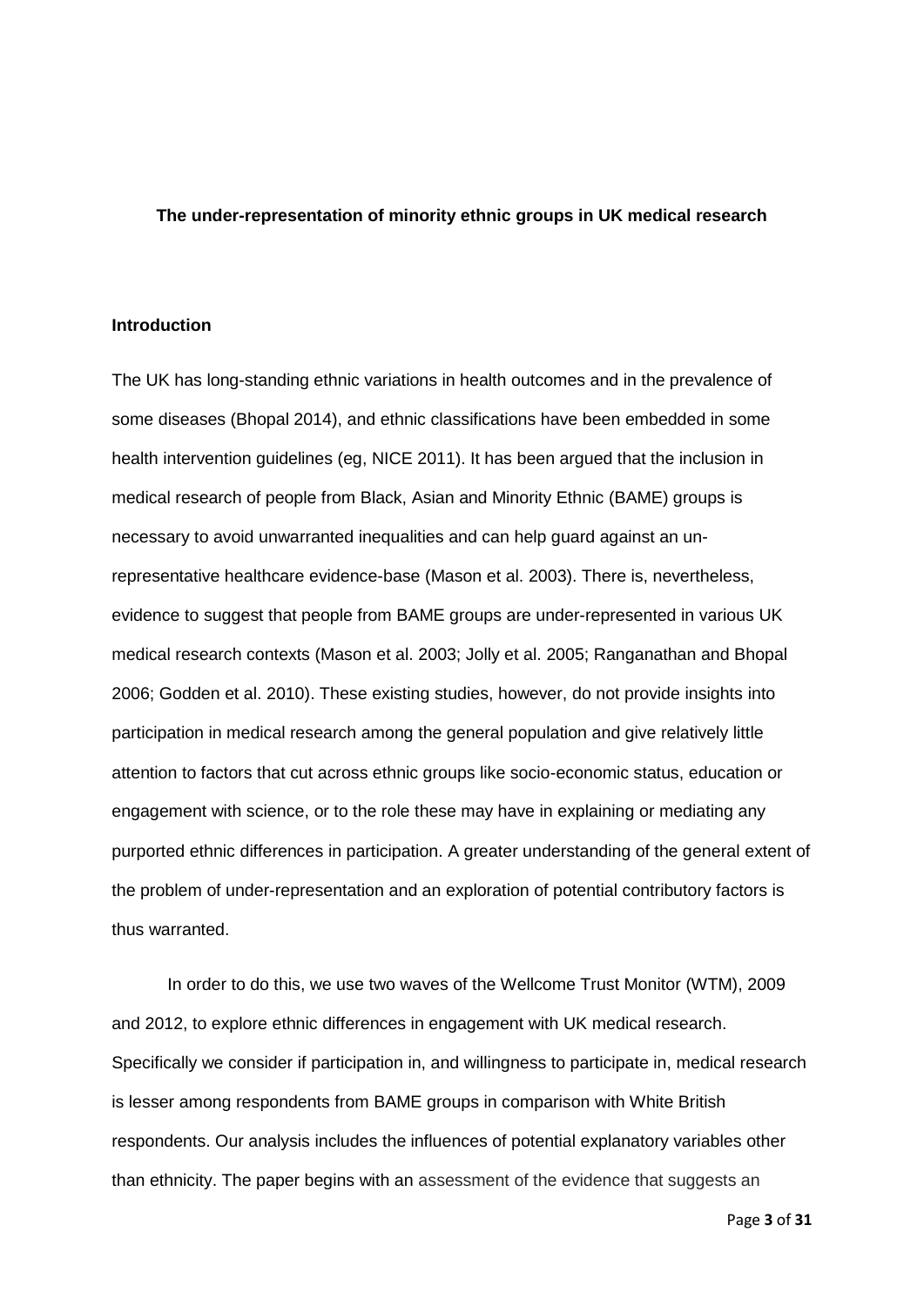**The under-representation of minority ethnic groups in UK medical research**

## Introduction

The UK has long-standing ethnic variations in health outcomes and in the prevalence of some diseases (Bhopal 2014), and ethnic classifications have been embedded in some health intervention guidelines (eg, NICE 2011). It has been argued that the inclusion in medical research of people from Black, Asian and Minority Ethnic (BAME) groups is necessary to avoid unwarranted inequalities and can help guard against an un-representative healthcare evidence-base (Mason et al. 2003). There is, nevertheless, evidence to suggest that people from BAME groups are under-represented in various UK medical research contexts (Mason et al. 2003; Jolly et al. 2005; Ranganathan and Bhopal 2006; Godden et al. 2010). These existing studies, however, do not provide insights into participation in medical research among the general population and give relatively little attention to factors that cut across ethnic groups like socio-economic status, education or engagement with science, or to the role these may have in explaining or mediating any purported ethnic differences in participation. A greater understanding of the general extent of the problem of under-representation and an exploration of potential contributory factors is thus warranted.

In order to do this, we use two waves of the Wellcome Trust Monitor (WTM), 2009 and 2012, to explore ethnic differences in engagement with UK medical research. Specifically we consider if participation in, and willingness to participate in, medical research is lesser among respondents from BAME groups in comparison with White British respondents. Our analysis includes the influences of potential explanatory variables other than ethnicity. The paper begins with an assessment of the evidence that suggests an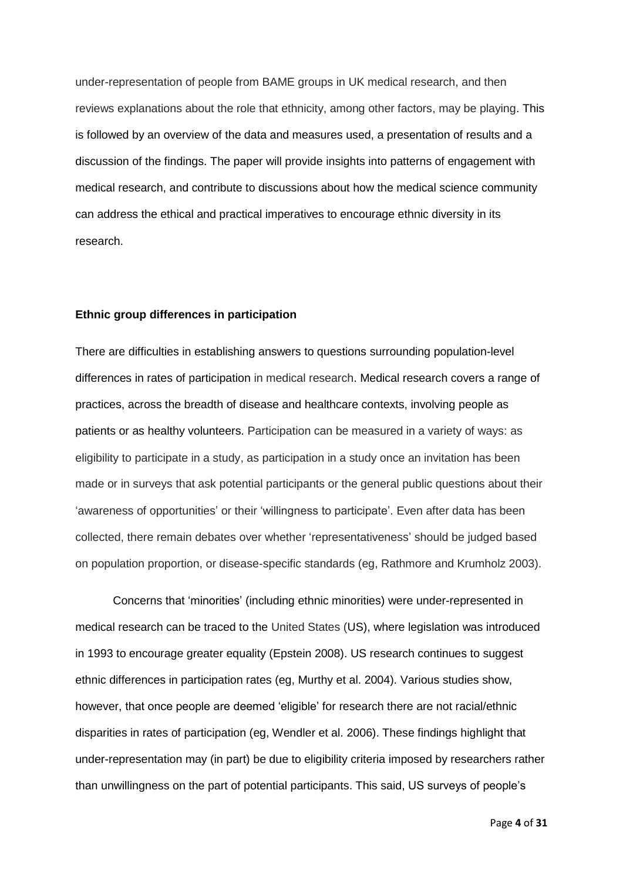under-representation of people from BAME groups in UK medical research, and then reviews explanations about the role that ethnicity, among other factors, may be playing. This is followed by an overview of the data and measures used, a presentation of results and a discussion of the findings. The paper will provide insights into patterns of engagement with medical research, and contribute to discussions about how the medical science community can address the ethical and practical imperatives to encourage ethnic diversity in its research.

**Ethnic group differences in participation**

There are difficulties in establishing answers to questions surrounding population-level differences in rates of participation in medical research. Medical research covers a range of practices, across the breadth of disease and healthcare contexts, involving people as patients or as healthy volunteers. Participation can be measured in a variety of ways: as eligibility to participate in a study, as participation in a study once an invitation has been made or in surveys that ask potential participants or the general public questions about their 'awareness of opportunities' or their 'willingness to participate'. Even after data has been collected, there remain debates over whether 'representativeness' should be judged based on population proportion, or disease-specific standards (eg, Rathmore and Krumholz 2003).

Concerns that 'minorities' (including ethnic minorities) were under-represented in medical research can be traced to the United States (US), where legislation was introduced in 1993 to encourage greater equality (Epstein 2008). US research continues to suggest ethnic differences in participation rates (eg, Murthy et al. 2004). Various studies show, however, that once people are deemed 'eligible' for research there are not racial/ethnic disparities in rates of participation (eg, Wendler et al. 2006). These findings highlight that under-representation may (in part) be due to eligibility criteria imposed by researchers rather than unwillingness on the part of potential participants. This said, US surveys of people's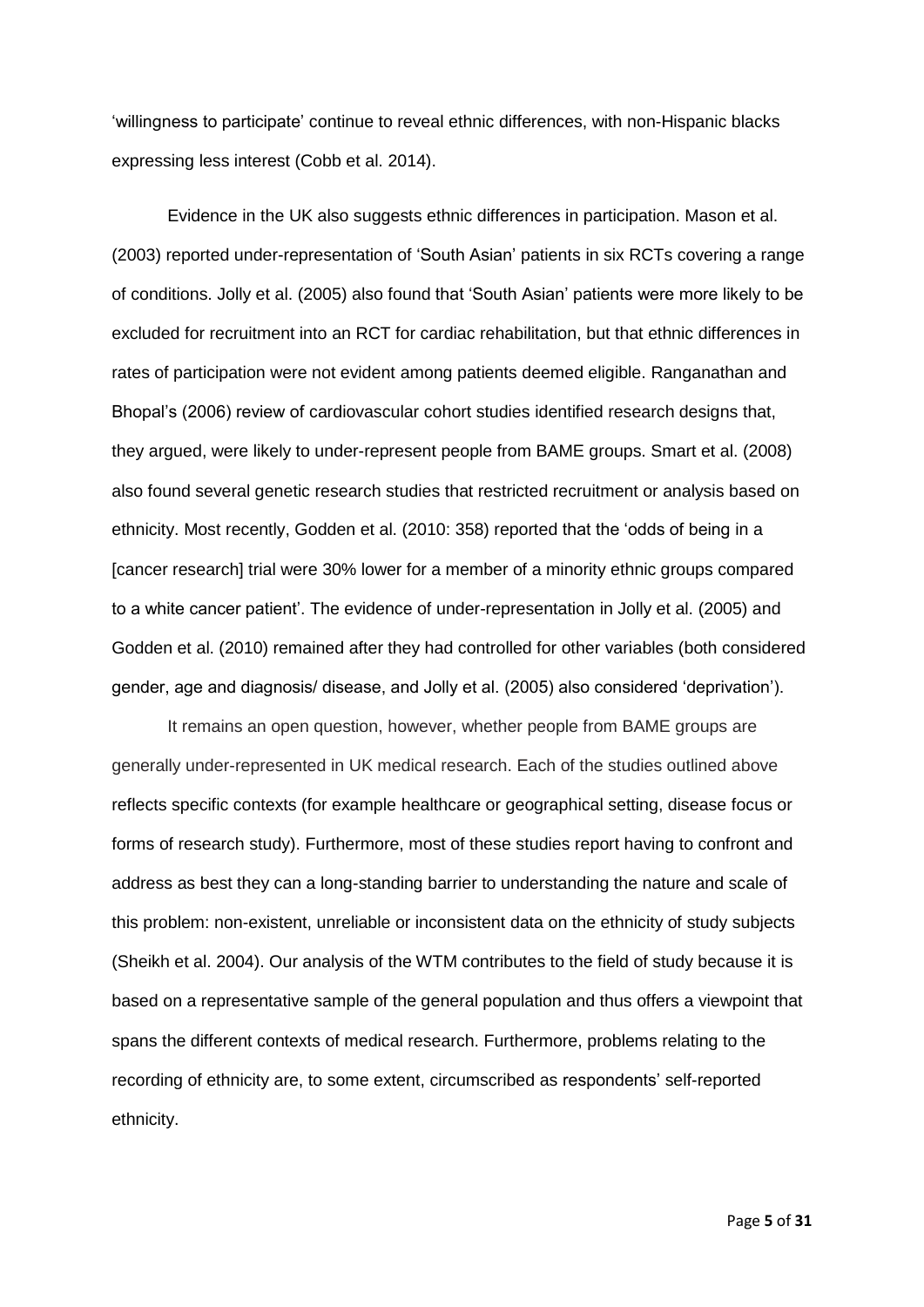'willingness to participate' continue to reveal ethnic differences, with non-Hispanic blacks expressing less interest (Cobb et al. 2014).

Evidence in the UK also suggests ethnic differences in participation. Mason et al. (2003) reported under-representation of 'South Asian' patients in six RCTs covering a range of conditions. Jolly et al. (2005) also found that 'South Asian' patients were more likely to be excluded for recruitment into an RCT for cardiac rehabilitation, but that ethnic differences in rates of participation were not evident among patients deemed eligible. Ranganathan and Bhopal's (2006) review of cardiovascular cohort studies identified research designs that, they argued, were likely to under-represent people from BAME groups. Smart et al. (2008) also found several genetic research studies that restricted recruitment or analysis based on ethnicity. Most recently, Godden et al. (2010: 358) reported that the 'odds of being in a [cancer research] trial were 30% lower for a member of a minority ethnic groups compared to a white cancer patient'. The evidence of under-representation in Jolly et al. (2005) and Godden et al. (2010) remained after they had controlled for other variables (both considered gender, age and diagnosis/ disease, and Jolly et al. (2005) also considered 'deprivation').

It remains an open question, however, whether people from BAME groups are generally under-represented in UK medical research. Each of the studies outlined above reflects specific contexts (for example healthcare or geographical setting, disease focus or forms of research study). Furthermore, most of these studies report having to confront and address as best they can a long-standing barrier to understanding the nature and scale of this problem: non-existent, unreliable or inconsistent data on the ethnicity of study subjects (Sheikh et al. 2004). Our analysis of the WTM contributes to the field of study because it is based on a representative sample of the general population and thus offers a viewpoint that spans the different contexts of medical research. Furthermore, problems relating to the recording of ethnicity are, to some extent, circumscribed as respondents' self-reported ethnicity.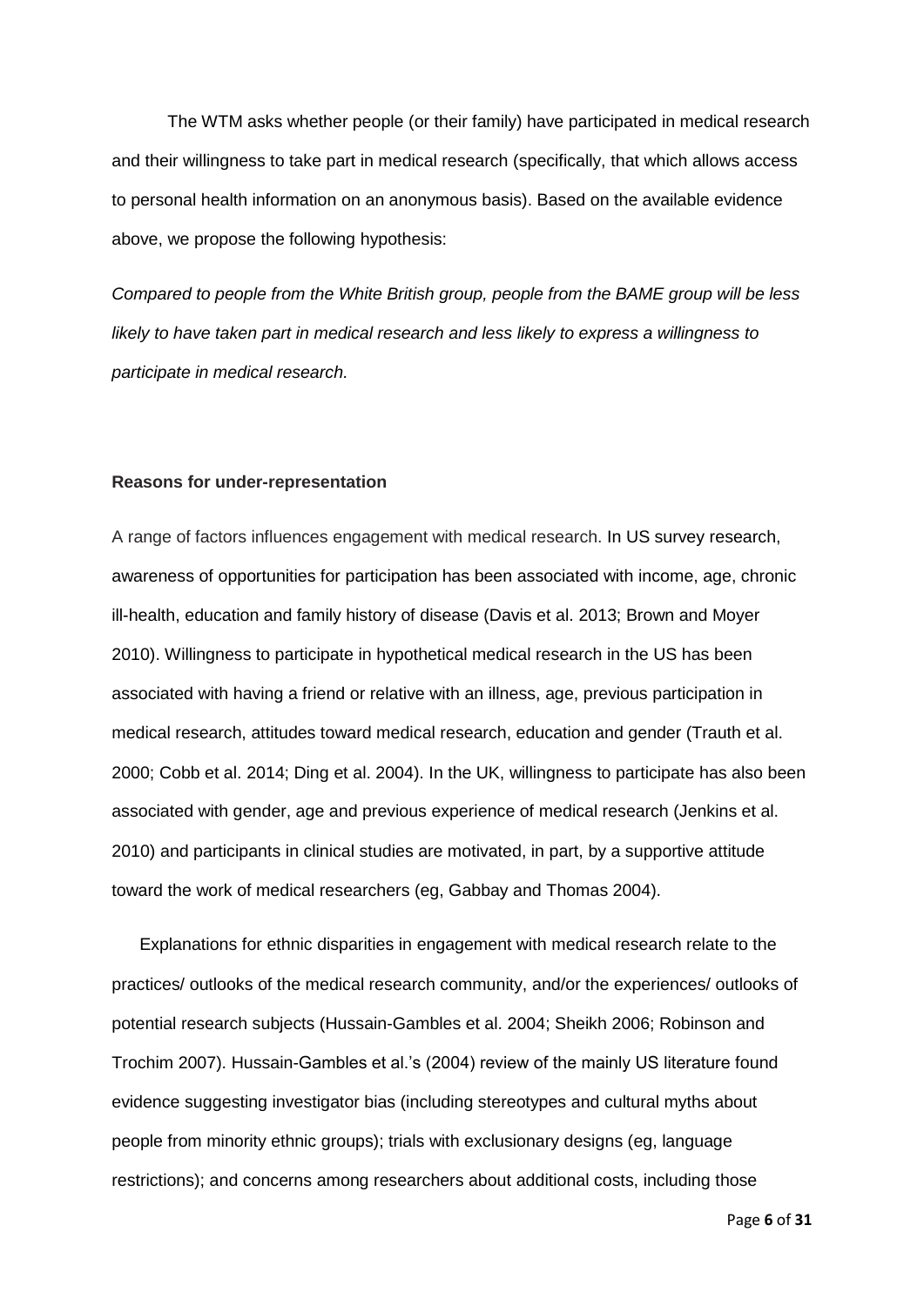The WTM asks whether people (or their family) have participated in medical research and their willingness to take part in medical research (specifically, that which allows access to personal health information on an anonymous basis). Based on the available evidence above, we propose the following hypothesis:

*Compared to people from the White British group, people from the BAME group will be less likely to have taken part in medical research and less likely to express a willingness to participate in medical research.*

**Reasons for under-representation**

A range of factors influences engagement with medical research. In US survey research, awareness of opportunities for participation has been associated with income, age, chronic ill-health, education and family history of disease (Davis et al. 2013; Brown and Moyer 2010). Willingness to participate in hypothetical medical research in the US has been associated with having a friend or relative with an illness, age, previous participation in medical research, attitudes toward medical research, education and gender (Trauth et al. 2000; Cobb et al. 2014; Ding et al. 2004). In the UK, willingness to participate has also been associated with gender, age and previous experience of medical research (Jenkins et al. 2010) and participants in clinical studies are motivated, in part, by a supportive attitude toward the work of medical researchers (eg, Gabbay and Thomas 2004).

Explanations for ethnic disparities in engagement with medical research relate to the practices/ outlooks of the medical research community, and/or the experiences/ outlooks of potential research subjects (Hussain-Gambles et al. 2004; Sheikh 2006; Robinson and Trochim 2007). Hussain-Gambles et al.'s (2004) review of the mainly US literature found evidence suggesting investigator bias (including stereotypes and cultural myths about people from minority ethnic groups); trials with exclusionary designs (eg, language restrictions); and concerns among researchers about additional costs, including those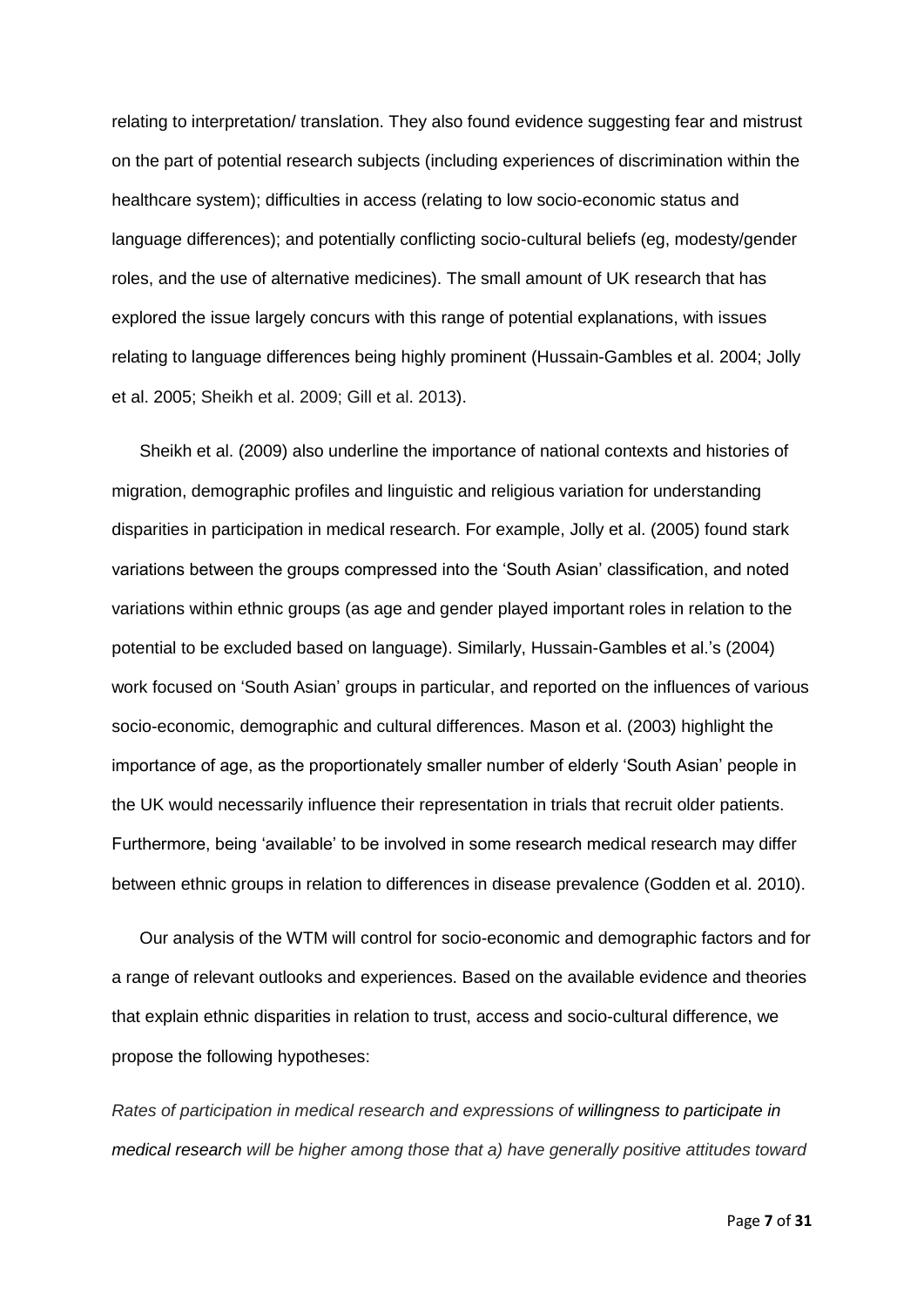relating to interpretation/ translation. They also found evidence suggesting fear and mistrust on the part of potential research subjects (including experiences of discrimination within the healthcare system); difficulties in access (relating to low socio-economic status and language differences); and potentially conflicting socio-cultural beliefs (eg, modesty/gender roles, and the use of alternative medicines). The small amount of UK research that has explored the issue largely concurs with this range of potential explanations, with issues relating to language differences being highly prominent (Hussain-Gambles et al. 2004; Jolly et al. 2005; Sheikh et al. 2009; Gill et al. 2013).

Sheikh et al. (2009) also underline the importance of national contexts and histories of migration, demographic profiles and linguistic and religious variation for understanding disparities in participation in medical research. For example, Jolly et al. (2005) found stark variations between the groups compressed into the 'South Asian' classification, and noted variations within ethnic groups (as age and gender played important roles in relation to the potential to be excluded based on language). Similarly, Hussain-Gambles et al.'s (2004) work focused on 'South Asian' groups in particular, and reported on the influences of various socio-economic, demographic and cultural differences. Mason et al. (2003) highlight the importance of age, as the proportionately smaller number of elderly 'South Asian' people in the UK would necessarily influence their representation in trials that recruit older patients. Furthermore, being 'available' to be involved in some research medical research may differ between ethnic groups in relation to differences in disease prevalence (Godden et al. 2010).

Our analysis of the WTM will control for socio-economic and demographic factors and for a range of relevant outlooks and experiences. Based on the available evidence and theories that explain ethnic disparities in relation to trust, access and socio-cultural difference, we propose the following hypotheses:

*Rates of participation in medical research and expressions of willingness to participate in medical research will be higher among those that a) have generally positive attitudes toward*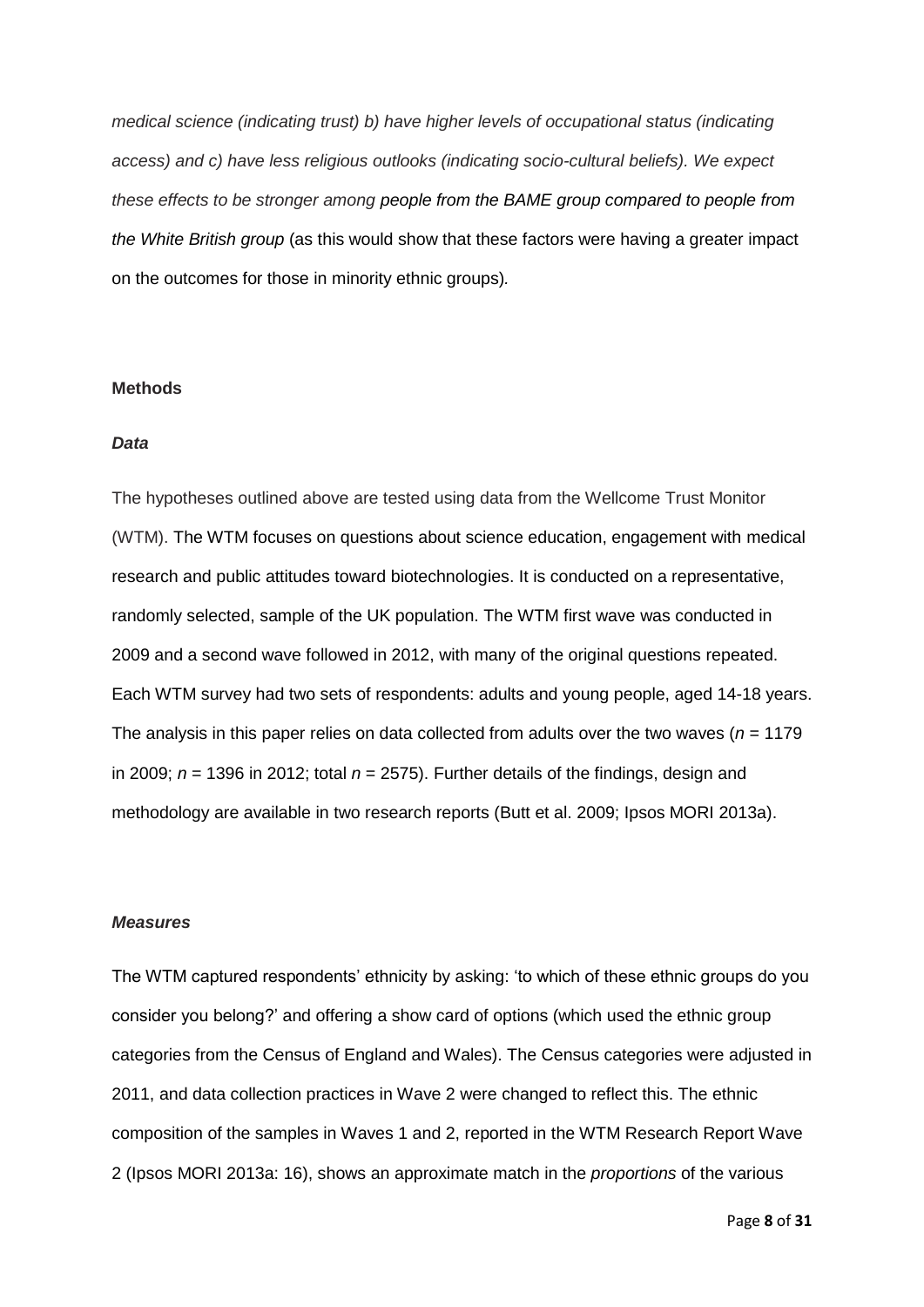*medical science (indicating trust) b) have higher levels of occupational status (indicating access) and c) have less religious outlooks (indicating socio-cultural beliefs). We expect these effects to be stronger among people from the BAME group compared to people from the White British group* (as this would show that these factors were having a greater impact on the outcomes for those in minority ethnic groups).

## Methods

### *Data*

The hypotheses outlined above are tested using data from the Wellcome Trust Monitor (WTM). The WTM focuses on questions about science education, engagement with medical research and public attitudes toward biotechnologies. It is conducted on a representative, randomly selected, sample of the UK population. The WTM first wave was conducted in 2009 and a second wave followed in 2012, with many of the original questions repeated. Each WTM survey had two sets of respondents: adults and young people, aged 14-18 years. The analysis in this paper relies on data collected from adults over the two waves ($n$ = 1179 in 2009; $n$ = 1396 in 2012; total $n$ = 2575). Further details of the findings, design and methodology are available in two research reports (Butt et al. 2009; Ipsos MORI 2013a).

### *Measures*

The WTM captured respondents' ethnicity by asking: 'to which of these ethnic groups do you consider you belong?' and offering a show card of options (which used the ethnic group categories from the Census of England and Wales). The Census categories were adjusted in 2011, and data collection practices in Wave 2 were changed to reflect this. The ethnic composition of the samples in Waves 1 and 2, reported in the WTM Research Report Wave 2 (Ipsos MORI 2013a: 16), shows an approximate match in the *proportions* of the various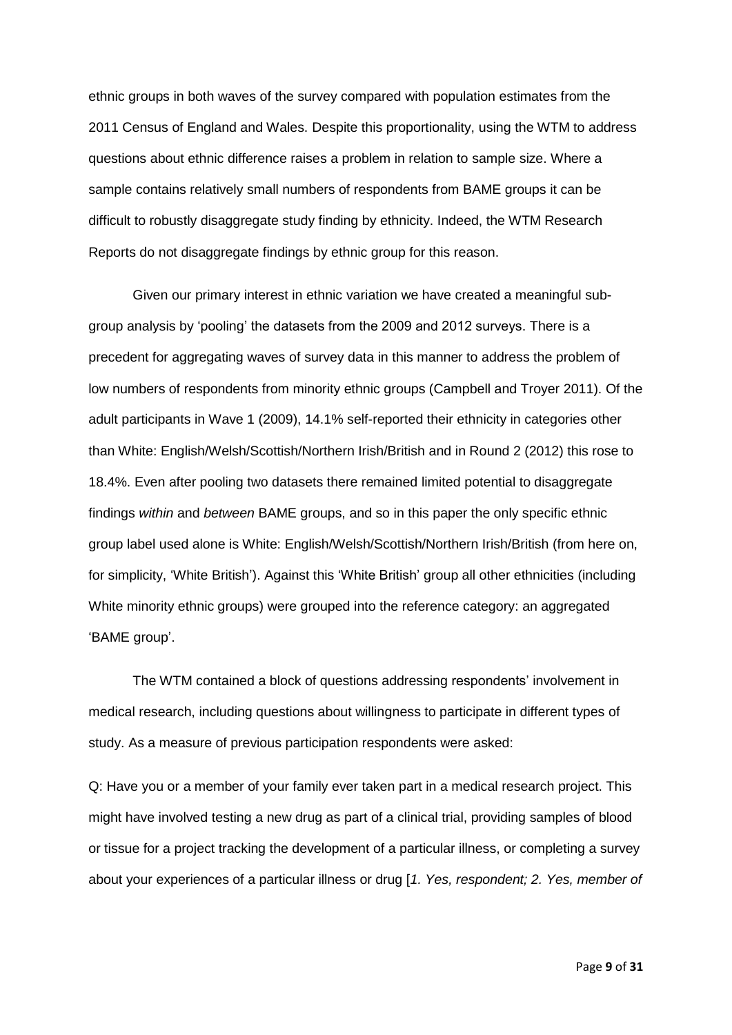ethnic groups in both waves of the survey compared with population estimates from the 2011 Census of England and Wales. Despite this proportionality, using the WTM to address questions about ethnic difference raises a problem in relation to sample size. Where a sample contains relatively small numbers of respondents from BAME groups it can be difficult to robustly disaggregate study finding by ethnicity. Indeed, the WTM Research Reports do not disaggregate findings by ethnic group for this reason.

Given our primary interest in ethnic variation we have created a meaningful sub-group analysis by 'pooling' the datasets from the 2009 and 2012 surveys. There is a precedent for aggregating waves of survey data in this manner to address the problem of low numbers of respondents from minority ethnic groups (Campbell and Troyer 2011). Of the adult participants in Wave 1 (2009), 14.1% self-reported their ethnicity in categories other than White: English/Welsh/Scottish/Northern Irish/British and in Round 2 (2012) this rose to 18.4%. Even after pooling two datasets there remained limited potential to disaggregate findings *within* and *between* BAME groups, and so in this paper the only specific ethnic group label used alone is White: English/Welsh/Scottish/Northern Irish/British (from here on, for simplicity, 'White British'). Against this 'White British' group all other ethnicities (including White minority ethnic groups) were grouped into the reference category: an aggregated 'BAME group'.

The WTM contained a block of questions addressing respondents' involvement in medical research, including questions about willingness to participate in different types of study. As a measure of previous participation respondents were asked:

Q: Have you or a member of your family ever taken part in a medical research project. This might have involved testing a new drug as part of a clinical trial, providing samples of blood or tissue for a project tracking the development of a particular illness, or completing a survey about your experiences of a particular illness or drug [*1. Yes, respondent; 2. Yes, member of*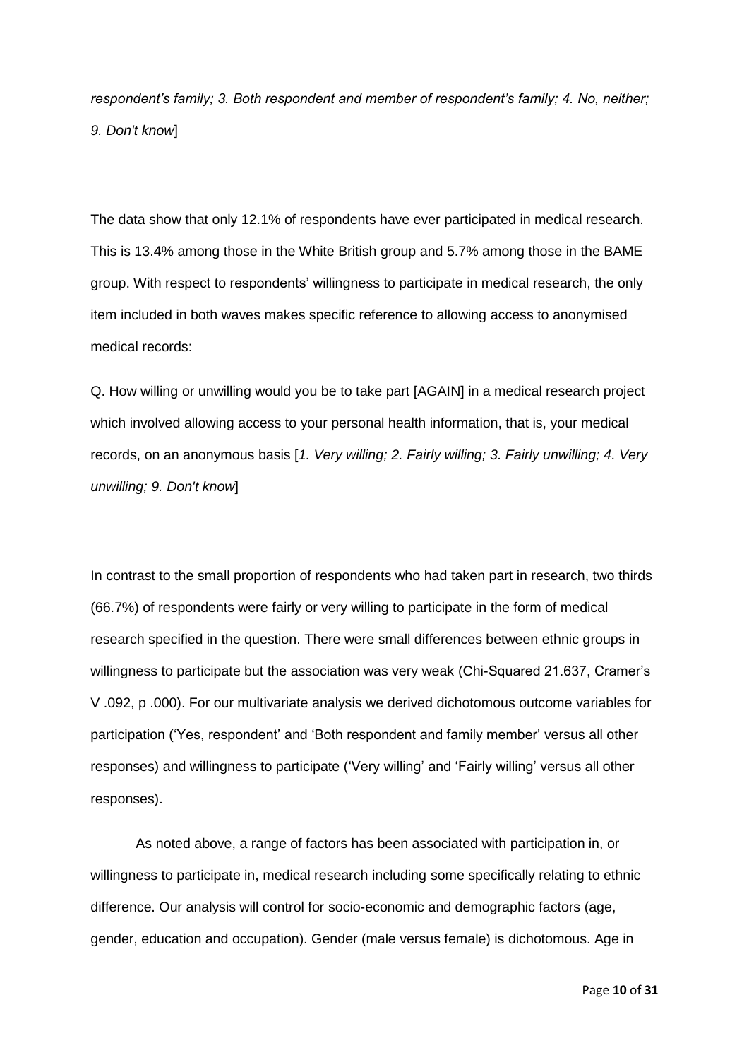*respondent's family; 3. Both respondent and member of respondent's family; 4. No, neither; 9. Don't know*]

The data show that only 12.1% of respondents have ever participated in medical research. This is 13.4% among those in the White British group and 5.7% among those in the BAME group. With respect to respondents' willingness to participate in medical research, the only item included in both waves makes specific reference to allowing access to anonymised medical records:

Q. How willing or unwilling would you be to take part [AGAIN] in a medical research project which involved allowing access to your personal health information, that is, your medical records, on an anonymous basis [*1. Very willing; 2. Fairly willing; 3. Fairly unwilling; 4. Very unwilling; 9. Don't know*]

In contrast to the small proportion of respondents who had taken part in research, two thirds (66.7%) of respondents were fairly or very willing to participate in the form of medical research specified in the question. There were small differences between ethnic groups in willingness to participate but the association was very weak (Chi-Squared 21.637, Cramer's V .092, p .000). For our multivariate analysis we derived dichotomous outcome variables for participation ('Yes, respondent' and 'Both respondent and family member' versus all other responses) and willingness to participate ('Very willing' and 'Fairly willing' versus all other responses).

As noted above, a range of factors has been associated with participation in, or willingness to participate in, medical research including some specifically relating to ethnic difference. Our analysis will control for socio-economic and demographic factors (age, gender, education and occupation). Gender (male versus female) is dichotomous. Age in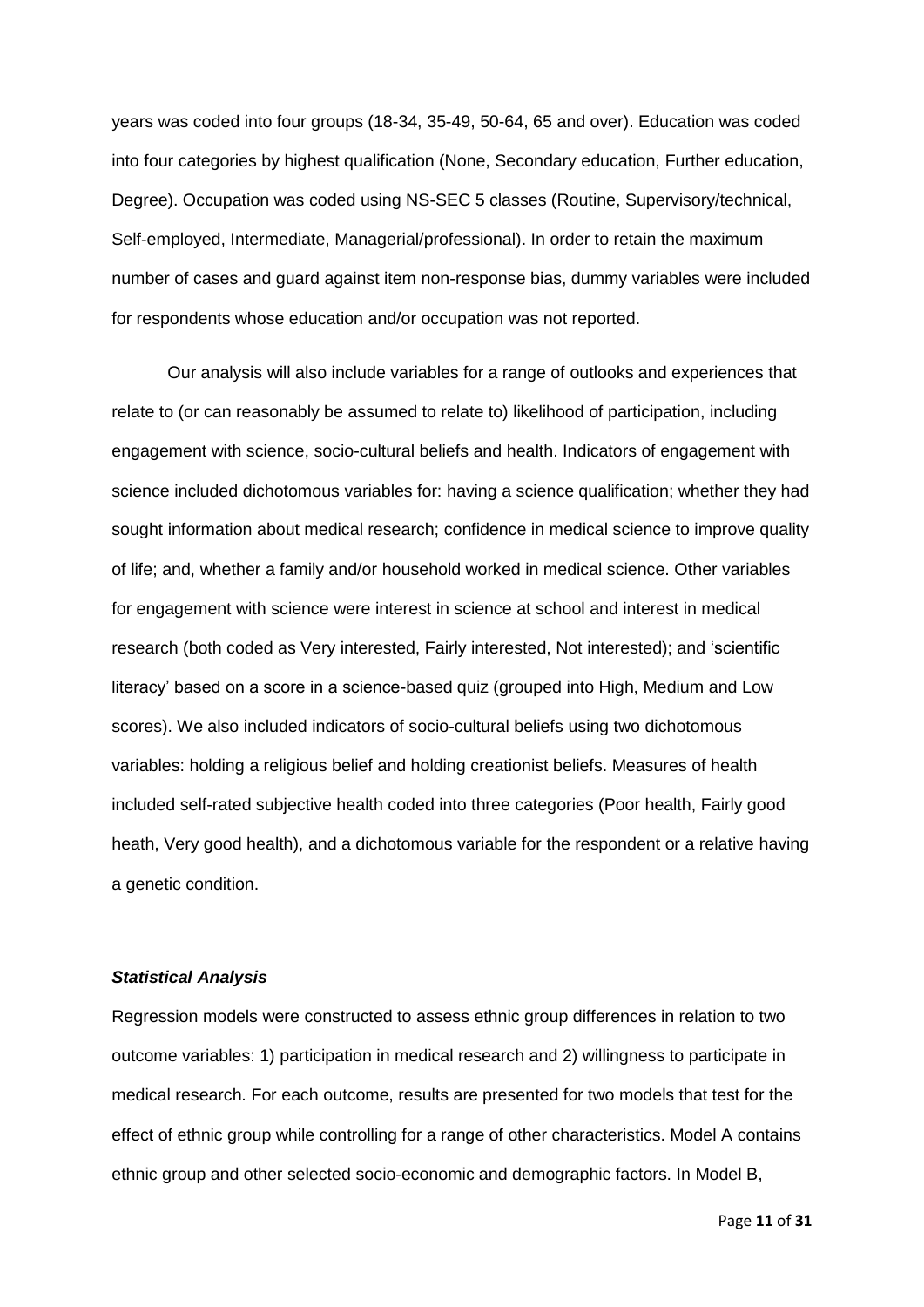years was coded into four groups (18-34, 35-49, 50-64, 65 and over). Education was coded into four categories by highest qualification (None, Secondary education, Further education, Degree). Occupation was coded using NS-SEC 5 classes (Routine, Supervisory/technical, Self-employed, Intermediate, Managerial/professional). In order to retain the maximum number of cases and guard against item non-response bias, dummy variables were included for respondents whose education and/or occupation was not reported.

Our analysis will also include variables for a range of outlooks and experiences that relate to (or can reasonably be assumed to relate to) likelihood of participation, including engagement with science, socio-cultural beliefs and health. Indicators of engagement with science included dichotomous variables for: having a science qualification; whether they had sought information about medical research; confidence in medical science to improve quality of life; and, whether a family and/or household worked in medical science. Other variables for engagement with science were interest in science at school and interest in medical research (both coded as Very interested, Fairly interested, Not interested); and 'scientific literacy' based on a score in a science-based quiz (grouped into High, Medium and Low scores). We also included indicators of socio-cultural beliefs using two dichotomous variables: holding a religious belief and holding creationist beliefs. Measures of health included self-rated subjective health coded into three categories (Poor health, Fairly good heath, Very good health), and a dichotomous variable for the respondent or a relative having a genetic condition.

### *Statistical Analysis*

Regression models were constructed to assess ethnic group differences in relation to two outcome variables: 1) participation in medical research and 2) willingness to participate in medical research. For each outcome, results are presented for two models that test for the effect of ethnic group while controlling for a range of other characteristics. Model A contains ethnic group and other selected socio-economic and demographic factors. In Model B,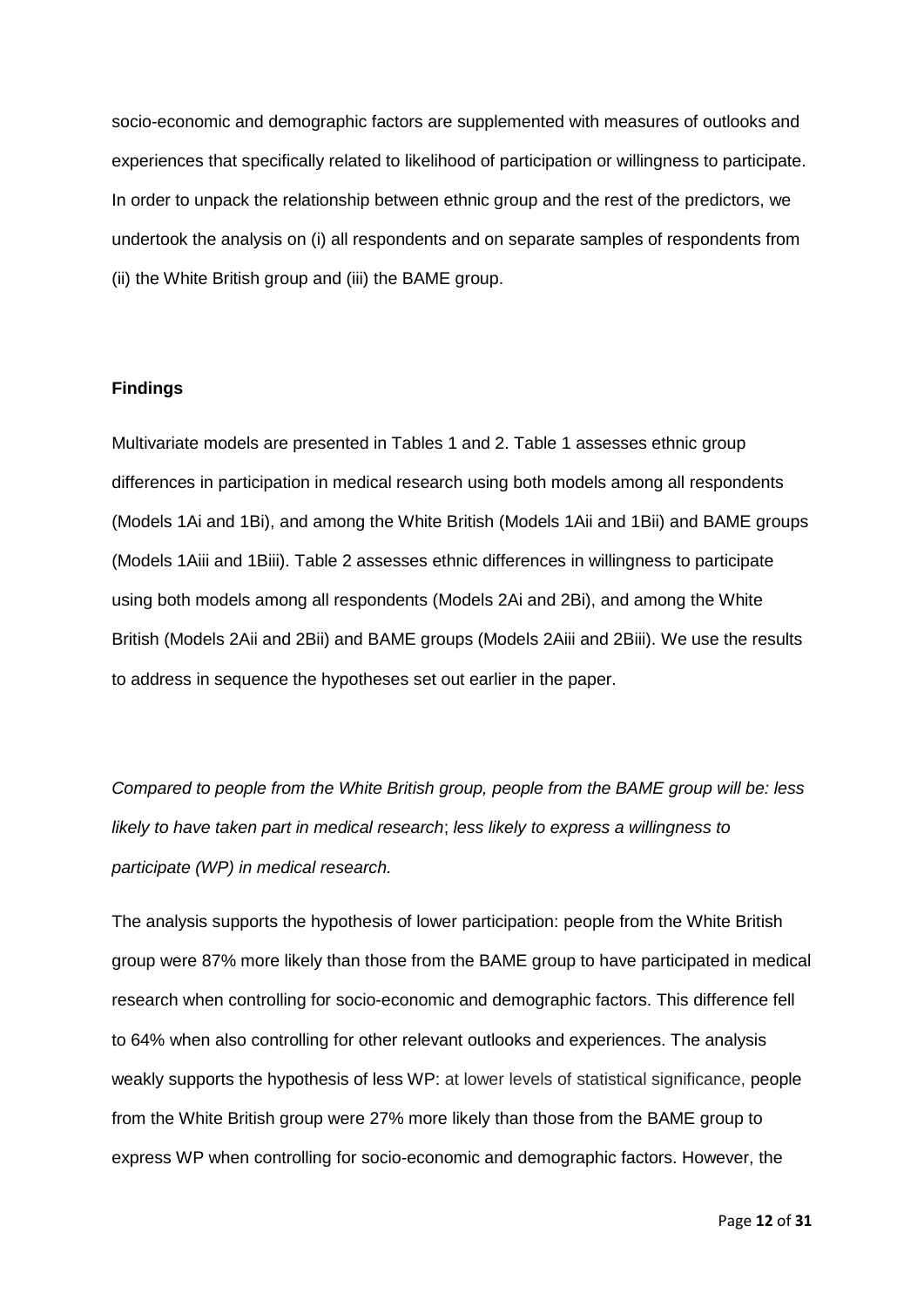socio-economic and demographic factors are supplemented with measures of outlooks and experiences that specifically related to likelihood of participation or willingness to participate. In order to unpack the relationship between ethnic group and the rest of the predictors, we undertook the analysis on (i) all respondents and on separate samples of respondents from (ii) the White British group and (iii) the BAME group.

## Findings

Multivariate models are presented in Tables 1 and 2. Table 1 assesses ethnic group differences in participation in medical research using both models among all respondents (Models 1Ai and 1Bi), and among the White British (Models 1Aii and 1Bii) and BAME groups (Models 1Aiii and 1Biii). Table 2 assesses ethnic differences in willingness to participate using both models among all respondents (Models 2Ai and 2Bi), and among the White British (Models 2Aii and 2Bii) and BAME groups (Models 2Aiii and 2Biii). We use the results to address in sequence the hypotheses set out earlier in the paper.

*Compared to people from the White British group, people from the BAME group will be: less likely to have taken part in medical research*; *less likely to express a willingness to participate (WP) in medical research.*

The analysis supports the hypothesis of lower participation: people from the White British group were 87% more likely than those from the BAME group to have participated in medical research when controlling for socio-economic and demographic factors. This difference fell to 64% when also controlling for other relevant outlooks and experiences. The analysis weakly supports the hypothesis of less WP: at lower levels of statistical significance, people from the White British group were 27% more likely than those from the BAME group to express WP when controlling for socio-economic and demographic factors. However, the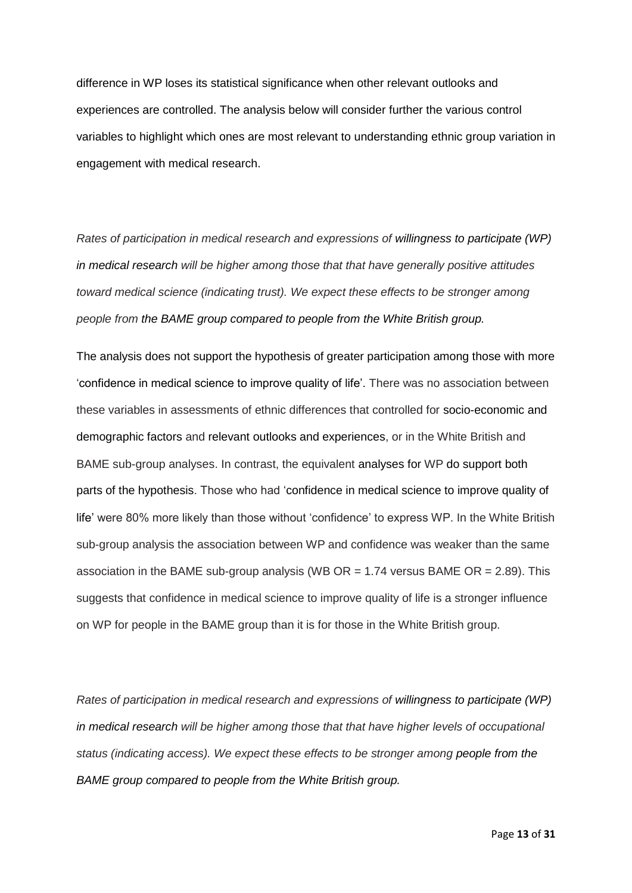difference in WP loses its statistical significance when other relevant outlooks and experiences are controlled. The analysis below will consider further the various control variables to highlight which ones are most relevant to understanding ethnic group variation in engagement with medical research.

*Rates of participation in medical research and expressions of willingness to participate (WP) in medical research will be higher among those that that have generally positive attitudes toward medical science (indicating trust). We expect these effects to be stronger among people from the BAME group compared to people from the White British group.*

The analysis does not support the hypothesis of greater participation among those with more 'confidence in medical science to improve quality of life'. There was no association between these variables in assessments of ethnic differences that controlled for socio-economic and demographic factors and relevant outlooks and experiences, or in the White British and BAME sub-group analyses. In contrast, the equivalent analyses for WP do support both parts of the hypothesis. Those who had 'confidence in medical science to improve quality of life' were 80% more likely than those without 'confidence' to express WP. In the White British sub-group analysis the association between WP and confidence was weaker than the same association in the BAME sub-group analysis (WB OR = 1.74 versus BAME OR = 2.89). This suggests that confidence in medical science to improve quality of life is a stronger influence on WP for people in the BAME group than it is for those in the White British group.

*Rates of participation in medical research and expressions of willingness to participate (WP) in medical research will be higher among those that that have higher levels of occupational status (indicating access). We expect these effects to be stronger among people from the BAME group compared to people from the White British group.*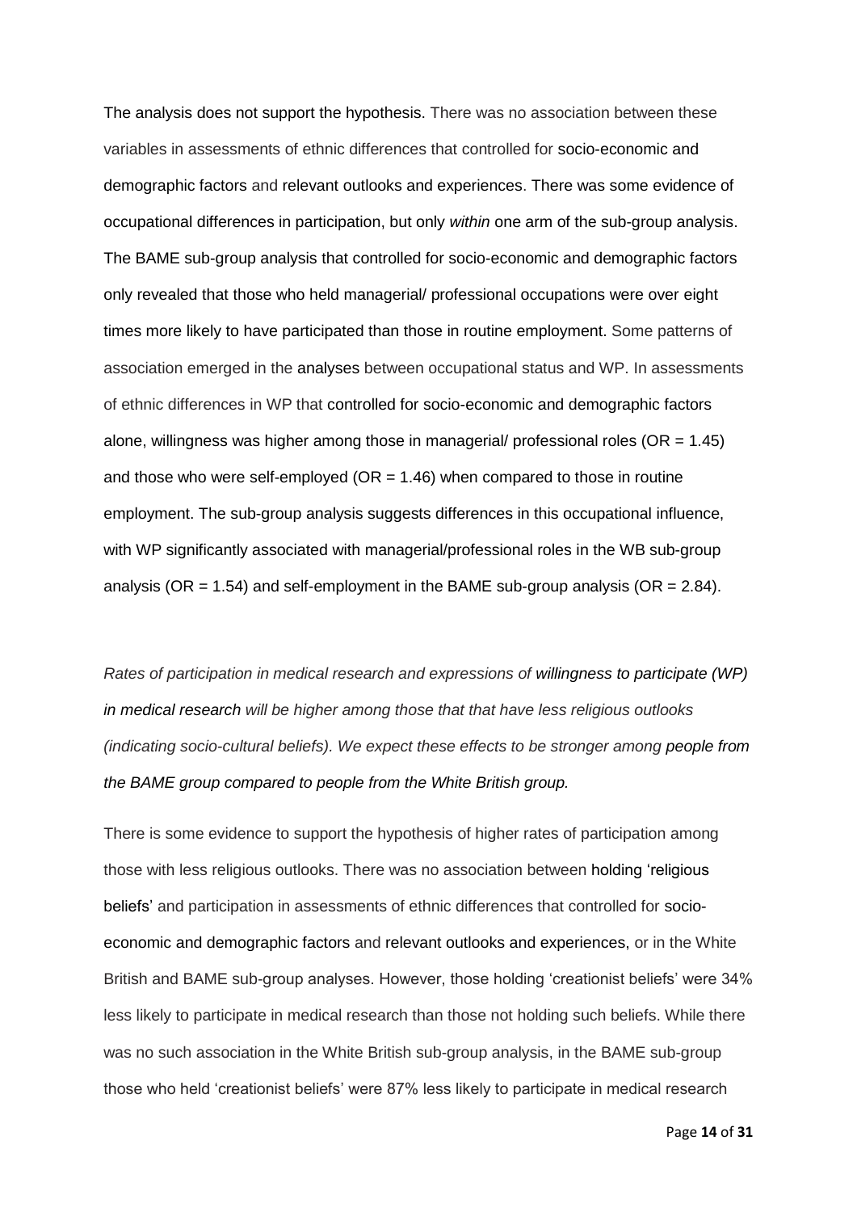The analysis does not support the hypothesis. There was no association between these variables in assessments of ethnic differences that controlled for socio-economic and demographic factors and relevant outlooks and experiences. There was some evidence of occupational differences in participation, but only *within* one arm of the sub-group analysis. The BAME sub-group analysis that controlled for socio-economic and demographic factors only revealed that those who held managerial/ professional occupations were over eight times more likely to have participated than those in routine employment. Some patterns of association emerged in the analyses between occupational status and WP. In assessments of ethnic differences in WP that controlled for socio-economic and demographic factors alone, willingness was higher among those in managerial/ professional roles (OR = 1.45) and those who were self-employed (OR = 1.46) when compared to those in routine employment. The sub-group analysis suggests differences in this occupational influence, with WP significantly associated with managerial/professional roles in the WB sub-group analysis (OR = 1.54) and self-employment in the BAME sub-group analysis (OR = 2.84).

*Rates of participation in medical research and expressions of willingness to participate (WP) in medical research will be higher among those that that have less religious outlooks (indicating socio-cultural beliefs). We expect these effects to be stronger among people from the BAME group compared to people from the White British group.*

There is some evidence to support the hypothesis of higher rates of participation among those with less religious outlooks. There was no association between holding 'religious beliefs' and participation in assessments of ethnic differences that controlled for socio-economic and demographic factors and relevant outlooks and experiences, or in the White British and BAME sub-group analyses. However, those holding 'creationist beliefs' were 34% less likely to participate in medical research than those not holding such beliefs. While there was no such association in the White British sub-group analysis, in the BAME sub-group those who held 'creationist beliefs' were 87% less likely to participate in medical research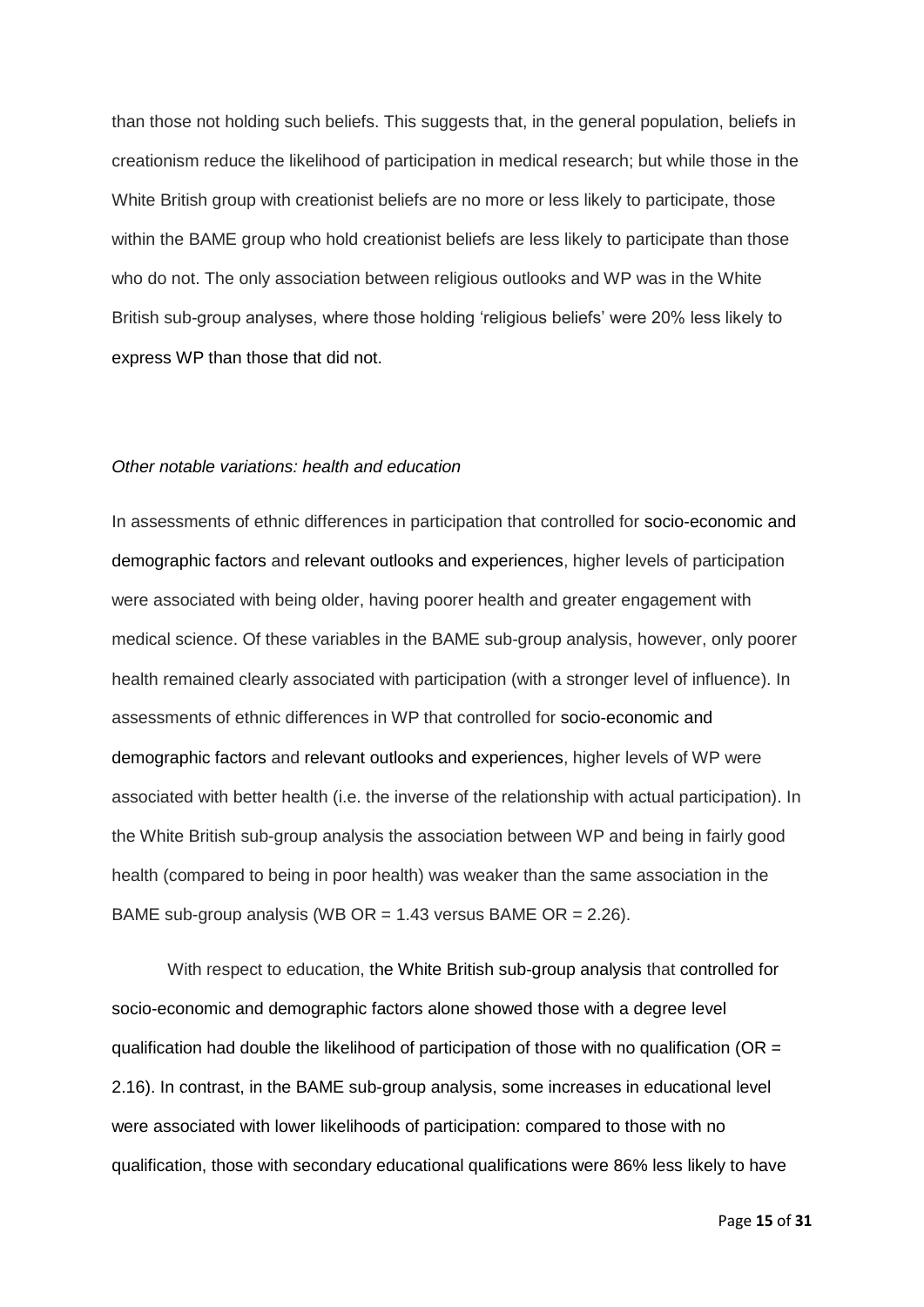than those not holding such beliefs. This suggests that, in the general population, beliefs in creationism reduce the likelihood of participation in medical research; but while those in the White British group with creationist beliefs are no more or less likely to participate, those within the BAME group who hold creationist beliefs are less likely to participate than those who do not. The only association between religious outlooks and WP was in the White British sub-group analyses, where those holding 'religious beliefs' were 20% less likely to express WP than those that did not.

*Other notable variations: health and education*

In assessments of ethnic differences in participation that controlled for socio-economic and demographic factors and relevant outlooks and experiences, higher levels of participation were associated with being older, having poorer health and greater engagement with medical science. Of these variables in the BAME sub-group analysis, however, only poorer health remained clearly associated with participation (with a stronger level of influence). In assessments of ethnic differences in WP that controlled for socio-economic and demographic factors and relevant outlooks and experiences, higher levels of WP were associated with better health (i.e. the inverse of the relationship with actual participation). In the White British sub-group analysis the association between WP and being in fairly good health (compared to being in poor health) was weaker than the same association in the BAME sub-group analysis (WB OR = 1.43 versus BAME OR = 2.26).

With respect to education, the White British sub-group analysis that controlled for socio-economic and demographic factors alone showed those with a degree level qualification had double the likelihood of participation of those with no qualification (OR = 2.16). In contrast, in the BAME sub-group analysis, some increases in educational level were associated with lower likelihoods of participation: compared to those with no qualification, those with secondary educational qualifications were 86% less likely to have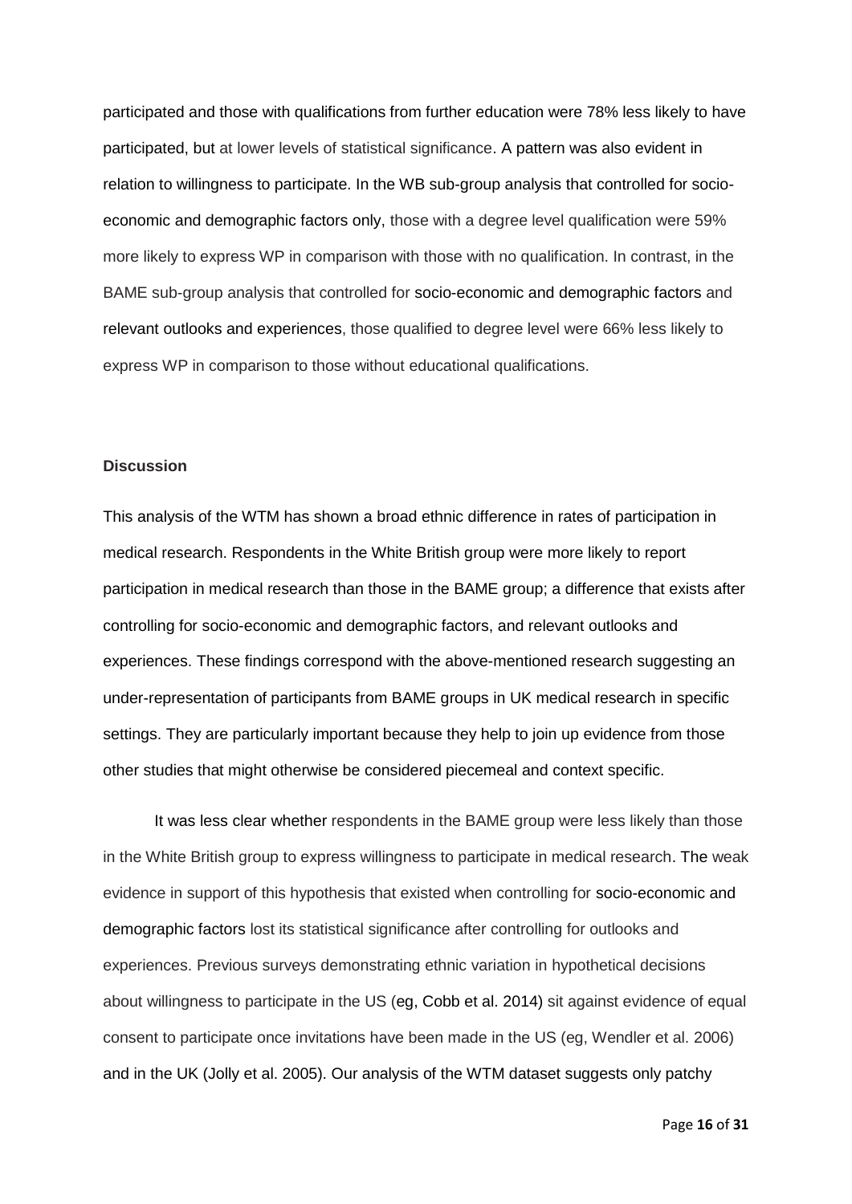participated and those with qualifications from further education were 78% less likely to have participated, but at lower levels of statistical significance. A pattern was also evident in relation to willingness to participate. In the WB sub-group analysis that controlled for socio-economic and demographic factors only, those with a degree level qualification were 59% more likely to express WP in comparison with those with no qualification. In contrast, in the BAME sub-group analysis that controlled for socio-economic and demographic factors and relevant outlooks and experiences, those qualified to degree level were 66% less likely to express WP in comparison to those without educational qualifications.

## Discussion

This analysis of the WTM has shown a broad ethnic difference in rates of participation in medical research. Respondents in the White British group were more likely to report participation in medical research than those in the BAME group; a difference that exists after controlling for socio-economic and demographic factors, and relevant outlooks and experiences. These findings correspond with the above-mentioned research suggesting an under-representation of participants from BAME groups in UK medical research in specific settings. They are particularly important because they help to join up evidence from those other studies that might otherwise be considered piecemeal and context specific.

It was less clear whether respondents in the BAME group were less likely than those in the White British group to express willingness to participate in medical research. The weak evidence in support of this hypothesis that existed when controlling for socio-economic and demographic factors lost its statistical significance after controlling for outlooks and experiences. Previous surveys demonstrating ethnic variation in hypothetical decisions about willingness to participate in the US (eg, Cobb et al. 2014) sit against evidence of equal consent to participate once invitations have been made in the US (eg, Wendler et al. 2006) and in the UK (Jolly et al. 2005). Our analysis of the WTM dataset suggests only patchy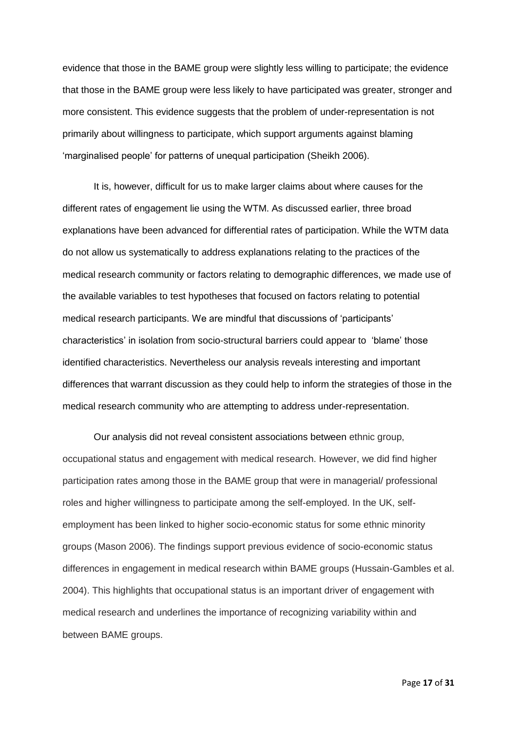evidence that those in the BAME group were slightly less willing to participate; the evidence that those in the BAME group were less likely to have participated was greater, stronger and more consistent. This evidence suggests that the problem of under-representation is not primarily about willingness to participate, which support arguments against blaming 'marginalised people' for patterns of unequal participation (Sheikh 2006).

It is, however, difficult for us to make larger claims about where causes for the different rates of engagement lie using the WTM. As discussed earlier, three broad explanations have been advanced for differential rates of participation. While the WTM data do not allow us systematically to address explanations relating to the practices of the medical research community or factors relating to demographic differences, we made use of the available variables to test hypotheses that focused on factors relating to potential medical research participants. We are mindful that discussions of 'participants' characteristics' in isolation from socio-structural barriers could appear to 'blame' those identified characteristics. Nevertheless our analysis reveals interesting and important differences that warrant discussion as they could help to inform the strategies of those in the medical research community who are attempting to address under-representation.

Our analysis did not reveal consistent associations between ethnic group, occupational status and engagement with medical research. However, we did find higher participation rates among those in the BAME group that were in managerial/ professional roles and higher willingness to participate among the self-employed. In the UK, self-employment has been linked to higher socio-economic status for some ethnic minority groups (Mason 2006). The findings support previous evidence of socio-economic status differences in engagement in medical research within BAME groups (Hussain-Gambles et al. 2004). This highlights that occupational status is an important driver of engagement with medical research and underlines the importance of recognizing variability within and between BAME groups.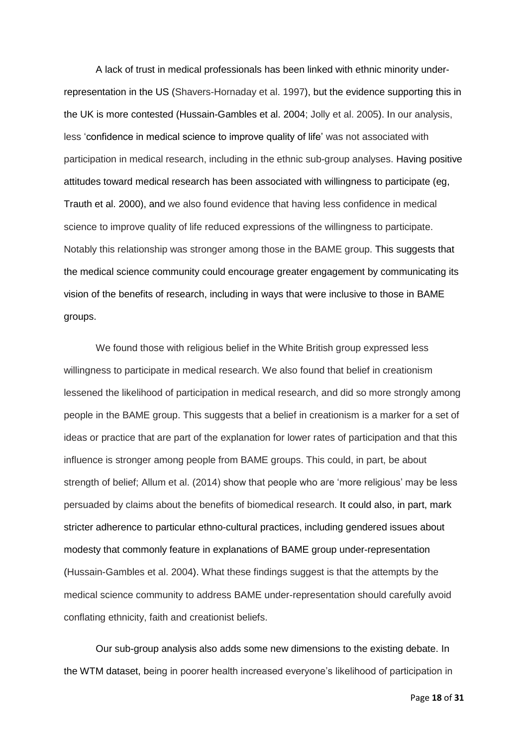A lack of trust in medical professionals has been linked with ethnic minority under-representation in the US (Shavers-Hornaday et al. 1997), but the evidence supporting this in the UK is more contested (Hussain-Gambles et al. 2004; Jolly et al. 2005). In our analysis, less 'confidence in medical science to improve quality of life' was not associated with participation in medical research, including in the ethnic sub-group analyses. Having positive attitudes toward medical research has been associated with willingness to participate (eg, Trauth et al. 2000), and we also found evidence that having less confidence in medical science to improve quality of life reduced expressions of the willingness to participate. Notably this relationship was stronger among those in the BAME group. This suggests that the medical science community could encourage greater engagement by communicating its vision of the benefits of research, including in ways that were inclusive to those in BAME groups.

We found those with religious belief in the White British group expressed less willingness to participate in medical research. We also found that belief in creationism lessened the likelihood of participation in medical research, and did so more strongly among people in the BAME group. This suggests that a belief in creationism is a marker for a set of ideas or practice that are part of the explanation for lower rates of participation and that this influence is stronger among people from BAME groups. This could, in part, be about strength of belief; Allum et al. (2014) show that people who are 'more religious' may be less persuaded by claims about the benefits of biomedical research. It could also, in part, mark stricter adherence to particular ethno-cultural practices, including gendered issues about modesty that commonly feature in explanations of BAME group under-representation (Hussain-Gambles et al. 2004). What these findings suggest is that the attempts by the medical science community to address BAME under-representation should carefully avoid conflating ethnicity, faith and creationist beliefs.

Our sub-group analysis also adds some new dimensions to the existing debate. In the WTM dataset, being in poorer health increased everyone's likelihood of participation in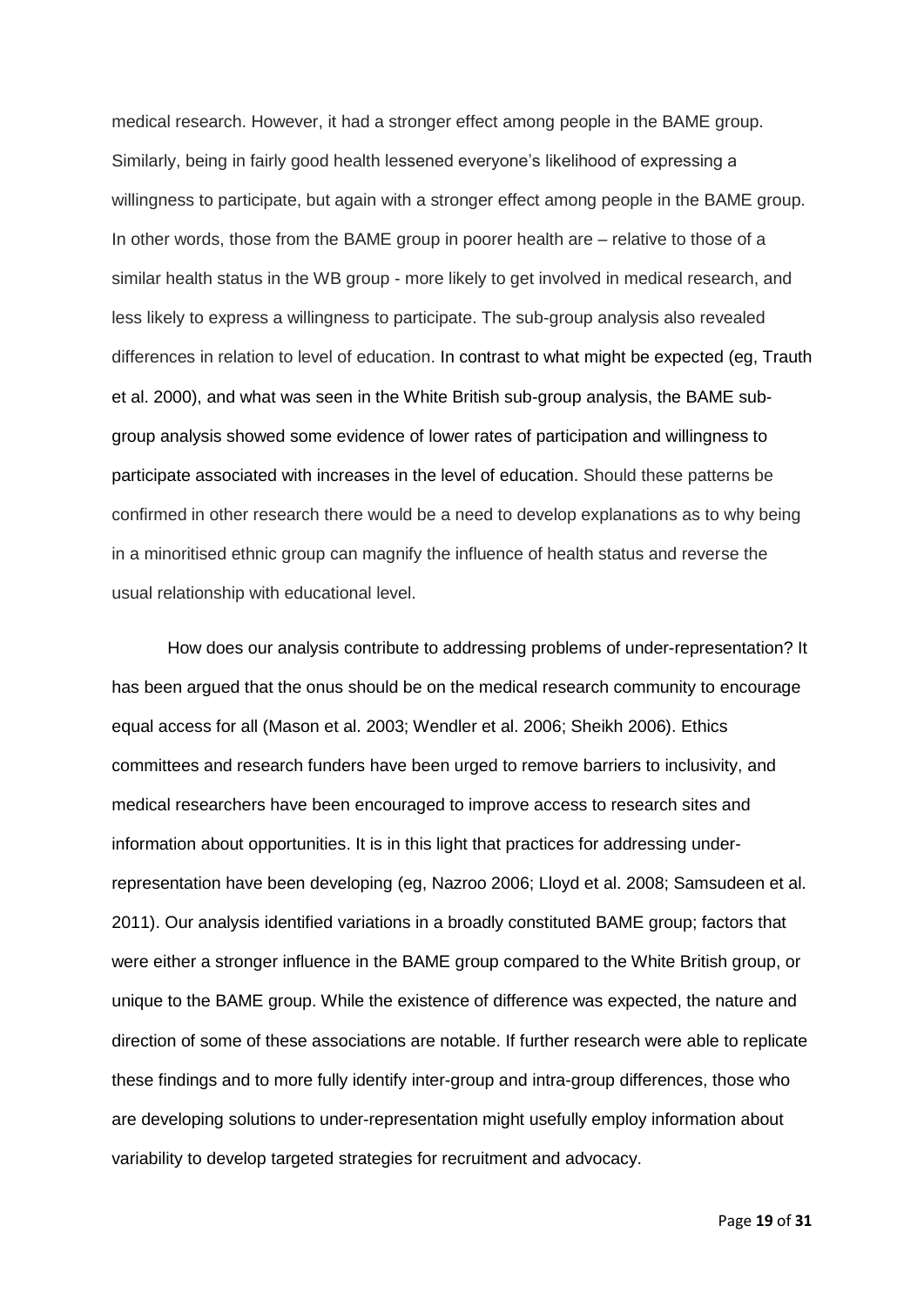medical research. However, it had a stronger effect among people in the BAME group. Similarly, being in fairly good health lessened everyone's likelihood of expressing a willingness to participate, but again with a stronger effect among people in the BAME group. In other words, those from the BAME group in poorer health are – relative to those of a similar health status in the WB group - more likely to get involved in medical research, and less likely to express a willingness to participate. The sub-group analysis also revealed differences in relation to level of education. In contrast to what might be expected (eg, Trauth et al. 2000), and what was seen in the White British sub-group analysis, the BAME sub-group analysis showed some evidence of lower rates of participation and willingness to participate associated with increases in the level of education. Should these patterns be confirmed in other research there would be a need to develop explanations as to why being in a minoritised ethnic group can magnify the influence of health status and reverse the usual relationship with educational level.

How does our analysis contribute to addressing problems of under-representation? It has been argued that the onus should be on the medical research community to encourage equal access for all (Mason et al. 2003; Wendler et al. 2006; Sheikh 2006). Ethics committees and research funders have been urged to remove barriers to inclusivity, and medical researchers have been encouraged to improve access to research sites and information about opportunities. It is in this light that practices for addressing under-representation have been developing (eg, Nazroo 2006; Lloyd et al. 2008; Samsudeen et al. 2011). Our analysis identified variations in a broadly constituted BAME group; factors that were either a stronger influence in the BAME group compared to the White British group, or unique to the BAME group. While the existence of difference was expected, the nature and direction of some of these associations are notable. If further research were able to replicate these findings and to more fully identify inter-group and intra-group differences, those who are developing solutions to under-representation might usefully employ information about variability to develop targeted strategies for recruitment and advocacy.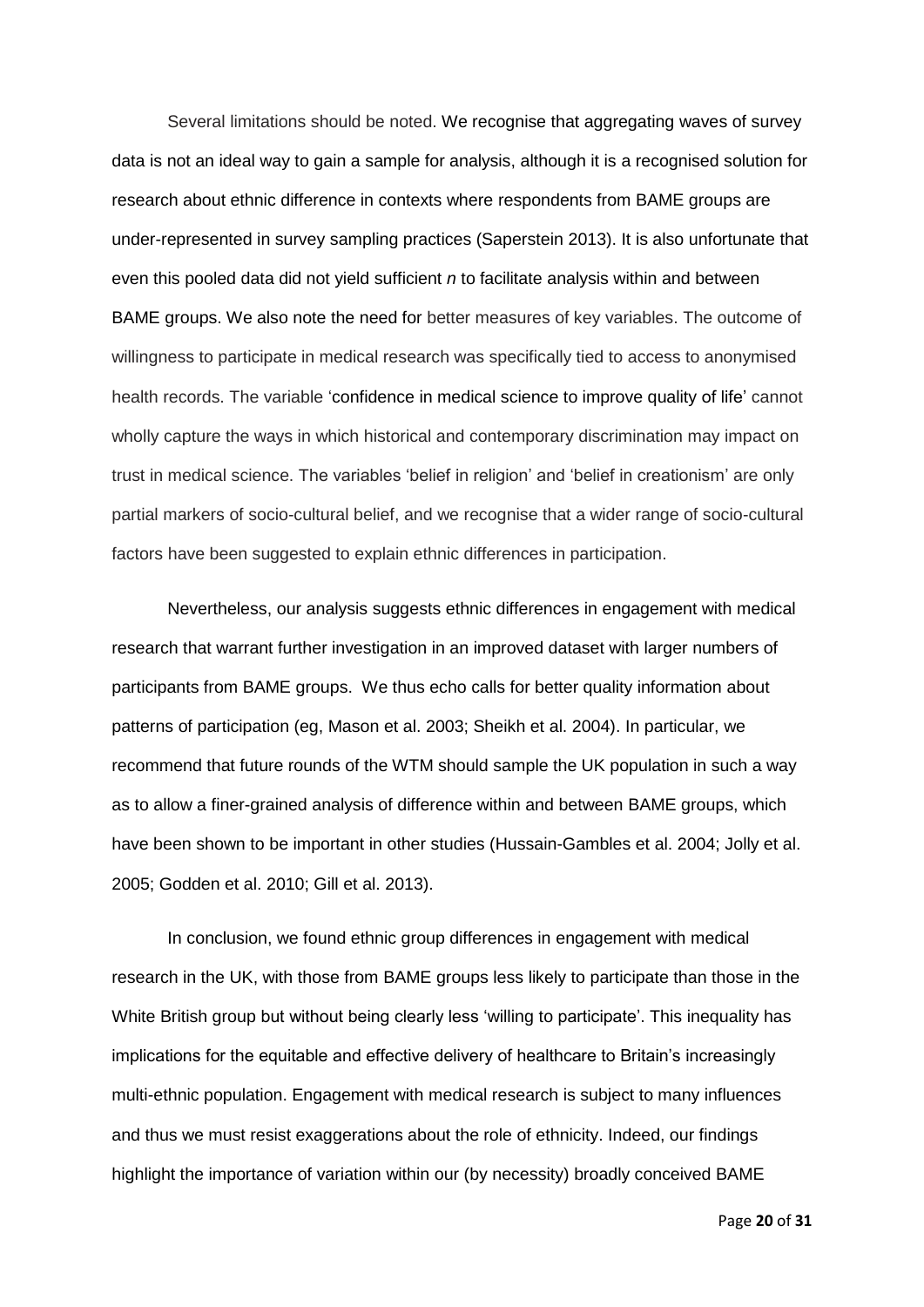Several limitations should be noted. We recognise that aggregating waves of survey data is not an ideal way to gain a sample for analysis, although it is a recognised solution for research about ethnic difference in contexts where respondents from BAME groups are under-represented in survey sampling practices (Saperstein 2013). It is also unfortunate that even this pooled data did not yield sufficient *n* to facilitate analysis within and between BAME groups. We also note the need for better measures of key variables. The outcome of willingness to participate in medical research was specifically tied to access to anonymised health records. The variable 'confidence in medical science to improve quality of life' cannot wholly capture the ways in which historical and contemporary discrimination may impact on trust in medical science. The variables 'belief in religion' and 'belief in creationism' are only partial markers of socio-cultural belief, and we recognise that a wider range of socio-cultural factors have been suggested to explain ethnic differences in participation.

Nevertheless, our analysis suggests ethnic differences in engagement with medical research that warrant further investigation in an improved dataset with larger numbers of participants from BAME groups. We thus echo calls for better quality information about patterns of participation (eg, Mason et al. 2003; Sheikh et al. 2004). In particular, we recommend that future rounds of the WTM should sample the UK population in such a way as to allow a finer-grained analysis of difference within and between BAME groups, which have been shown to be important in other studies (Hussain-Gambles et al. 2004; Jolly et al. 2005; Godden et al. 2010; Gill et al. 2013).

In conclusion, we found ethnic group differences in engagement with medical research in the UK, with those from BAME groups less likely to participate than those in the White British group but without being clearly less 'willing to participate'. This inequality has implications for the equitable and effective delivery of healthcare to Britain's increasingly multi-ethnic population. Engagement with medical research is subject to many influences and thus we must resist exaggerations about the role of ethnicity. Indeed, our findings highlight the importance of variation within our (by necessity) broadly conceived BAME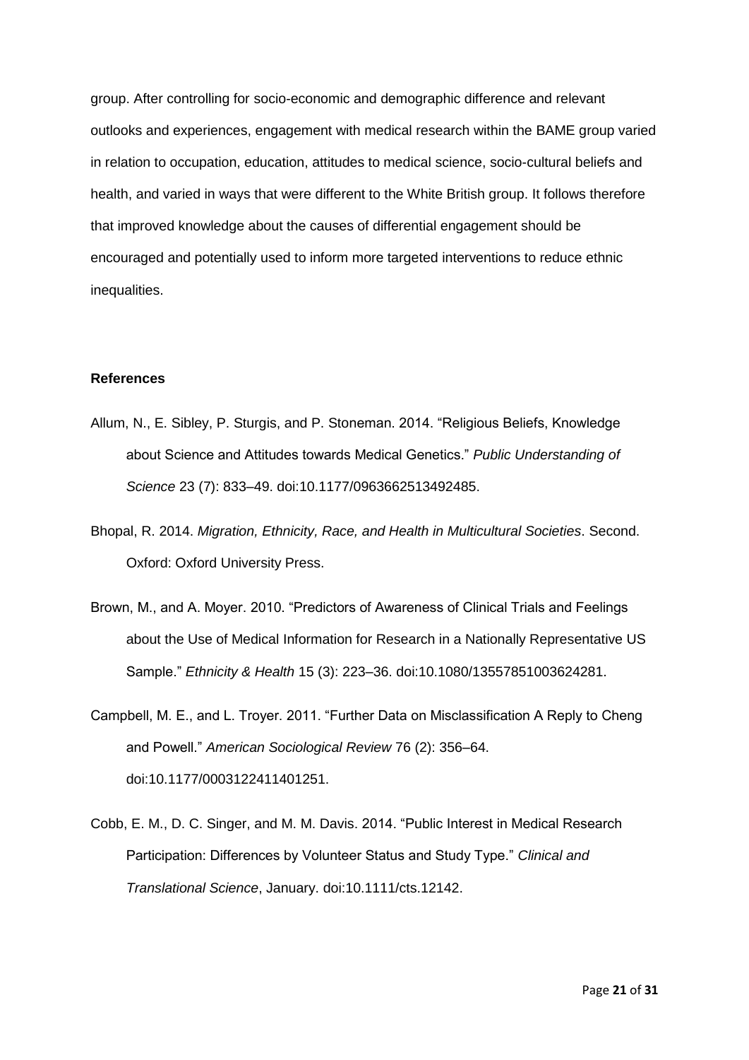group. After controlling for socio-economic and demographic difference and relevant outlooks and experiences, engagement with medical research within the BAME group varied in relation to occupation, education, attitudes to medical science, socio-cultural beliefs and health, and varied in ways that were different to the White British group. It follows therefore that improved knowledge about the causes of differential engagement should be encouraged and potentially used to inform more targeted interventions to reduce ethnic inequalities.

**References**

Allum, N., E. Sibley, P. Sturgis, and P. Stoneman. 2014. "Religious Beliefs, Knowledge about Science and Attitudes towards Medical Genetics." *Public Understanding of Science* 23 (7): 833–49. doi:10.1177/0963662513492485.

Bhopal, R. 2014. *Migration, Ethnicity, Race, and Health in Multicultural Societies*. Second. Oxford: Oxford University Press.

Brown, M., and A. Moyer. 2010. "Predictors of Awareness of Clinical Trials and Feelings about the Use of Medical Information for Research in a Nationally Representative US Sample." *Ethnicity & Health* 15 (3): 223–36. doi:10.1080/13557851003624281.

Campbell, M. E., and L. Troyer. 2011. "Further Data on Misclassification A Reply to Cheng and Powell." *American Sociological Review* 76 (2): 356–64. doi:10.1177/0003122411401251.

Cobb, E. M., D. C. Singer, and M. M. Davis. 2014. "Public Interest in Medical Research Participation: Differences by Volunteer Status and Study Type." *Clinical and Translational Science*, January. doi:10.1111/cts.12142.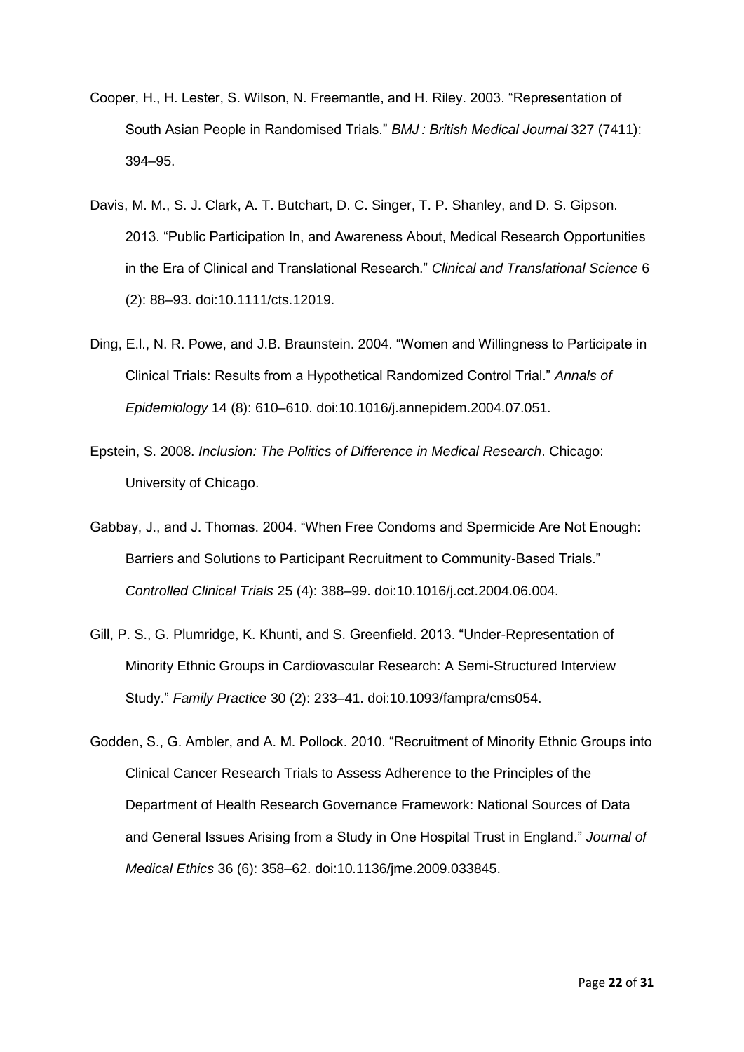Cooper, H., H. Lester, S. Wilson, N. Freemantle, and H. Riley. 2003. "Representation of South Asian People in Randomised Trials." *BMJ : British Medical Journal* 327 (7411): 394–95.

Davis, M. M., S. J. Clark, A. T. Butchart, D. C. Singer, T. P. Shanley, and D. S. Gipson. 2013. "Public Participation In, and Awareness About, Medical Research Opportunities in the Era of Clinical and Translational Research." *Clinical and Translational Science* 6 (2): 88–93. doi:10.1111/cts.12019.

Ding, E.l., N. R. Powe, and J.B. Braunstein. 2004. "Women and Willingness to Participate in Clinical Trials: Results from a Hypothetical Randomized Control Trial." *Annals of Epidemiology* 14 (8): 610–610. doi:10.1016/j.annepidem.2004.07.051.

Epstein, S. 2008. *Inclusion: The Politics of Difference in Medical Research*. Chicago: University of Chicago.

Gabbay, J., and J. Thomas. 2004. "When Free Condoms and Spermicide Are Not Enough: Barriers and Solutions to Participant Recruitment to Community-Based Trials." *Controlled Clinical Trials* 25 (4): 388–99. doi:10.1016/j.cct.2004.06.004.

Gill, P. S., G. Plumridge, K. Khunti, and S. Greenfield. 2013. "Under-Representation of Minority Ethnic Groups in Cardiovascular Research: A Semi-Structured Interview Study." *Family Practice* 30 (2): 233–41. doi:10.1093/fampra/cms054.

Godden, S., G. Ambler, and A. M. Pollock. 2010. "Recruitment of Minority Ethnic Groups into Clinical Cancer Research Trials to Assess Adherence to the Principles of the Department of Health Research Governance Framework: National Sources of Data and General Issues Arising from a Study in One Hospital Trust in England." *Journal of Medical Ethics* 36 (6): 358–62. doi:10.1136/jme.2009.033845.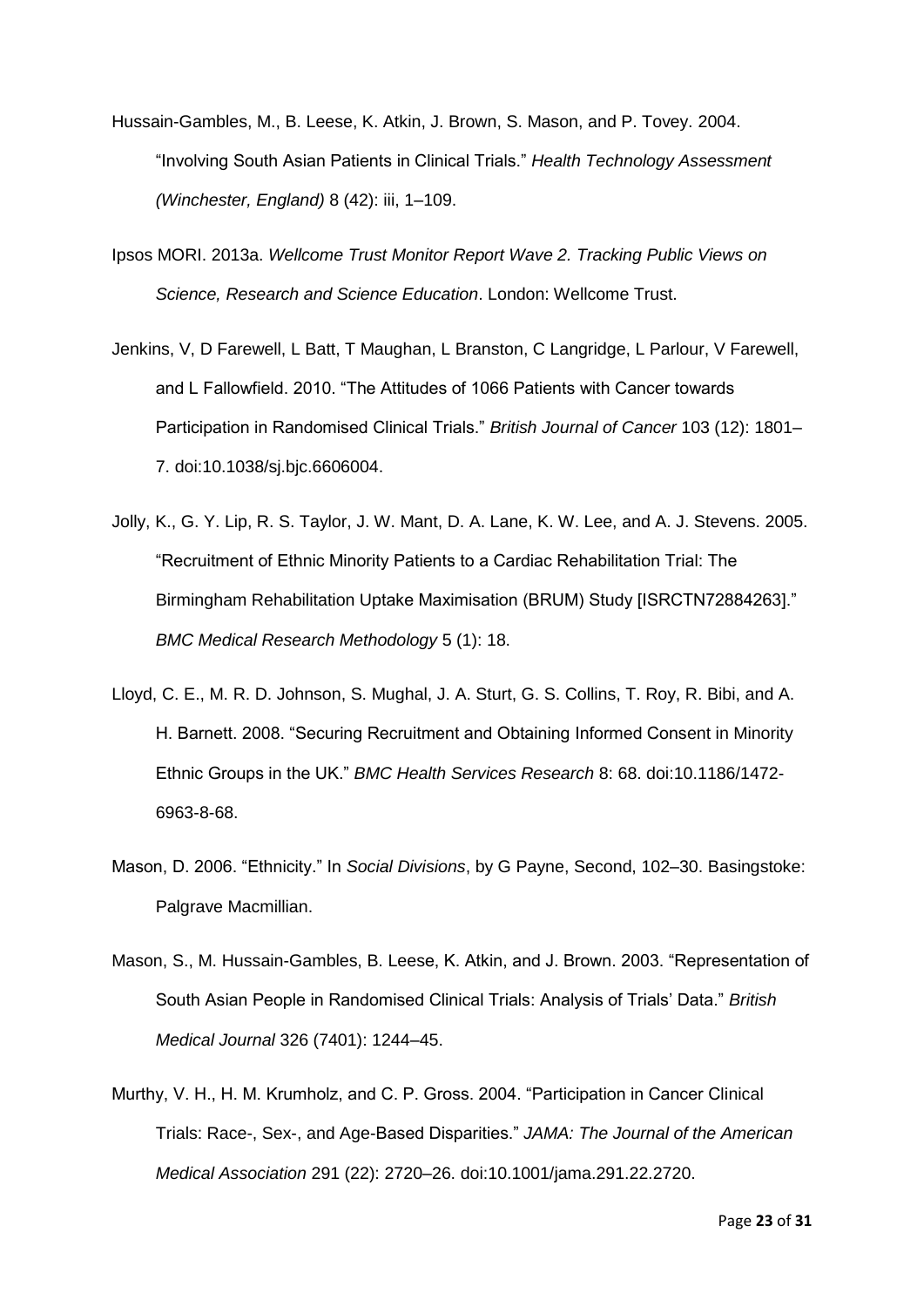Hussain-Gambles, M., B. Leese, K. Atkin, J. Brown, S. Mason, and P. Tovey. 2004. “Involving South Asian Patients in Clinical Trials.” *Health Technology Assessment (Winchester, England)* 8 (42): iii, 1–109.

Ipsos MORI. 2013a. *Wellcome Trust Monitor Report Wave 2. Tracking Public Views on Science, Research and Science Education*. London: Wellcome Trust.

Jenkins, V, D Farewell, L Batt, T Maughan, L Branston, C Langridge, L Parlour, V Farewell, and L Fallowfield. 2010. “The Attitudes of 1066 Patients with Cancer towards Participation in Randomised Clinical Trials.” *British Journal of Cancer* 103 (12): 1801–7. doi:10.1038/sj.bjc.6606004.

Jolly, K., G. Y. Lip, R. S. Taylor, J. W. Mant, D. A. Lane, K. W. Lee, and A. J. Stevens. 2005. “Recruitment of Ethnic Minority Patients to a Cardiac Rehabilitation Trial: The Birmingham Rehabilitation Uptake Maximisation (BRUM) Study [ISRCTN72884263].” *BMC Medical Research Methodology* 5 (1): 18.

Lloyd, C. E., M. R. D. Johnson, S. Mughal, J. A. Sturt, G. S. Collins, T. Roy, R. Bibi, and A. H. Barnett. 2008. “Securing Recruitment and Obtaining Informed Consent in Minority Ethnic Groups in the UK.” *BMC Health Services Research* 8: 68. doi:10.1186/1472-6963-8-68.

Mason, D. 2006. “Ethnicity.” In *Social Divisions*, by G Payne, Second, 102–30. Basingstoke: Palgrave Macmillian.

Mason, S., M. Hussain-Gambles, B. Leese, K. Atkin, and J. Brown. 2003. “Representation of South Asian People in Randomised Clinical Trials: Analysis of Trials’ Data.” *British Medical Journal* 326 (7401): 1244–45.

Murthy, V. H., H. M. Krumholz, and C. P. Gross. 2004. “Participation in Cancer Clinical Trials: Race-, Sex-, and Age-Based Disparities.” *JAMA: The Journal of the American Medical Association* 291 (22): 2720–26. doi:10.1001/jama.291.22.2720.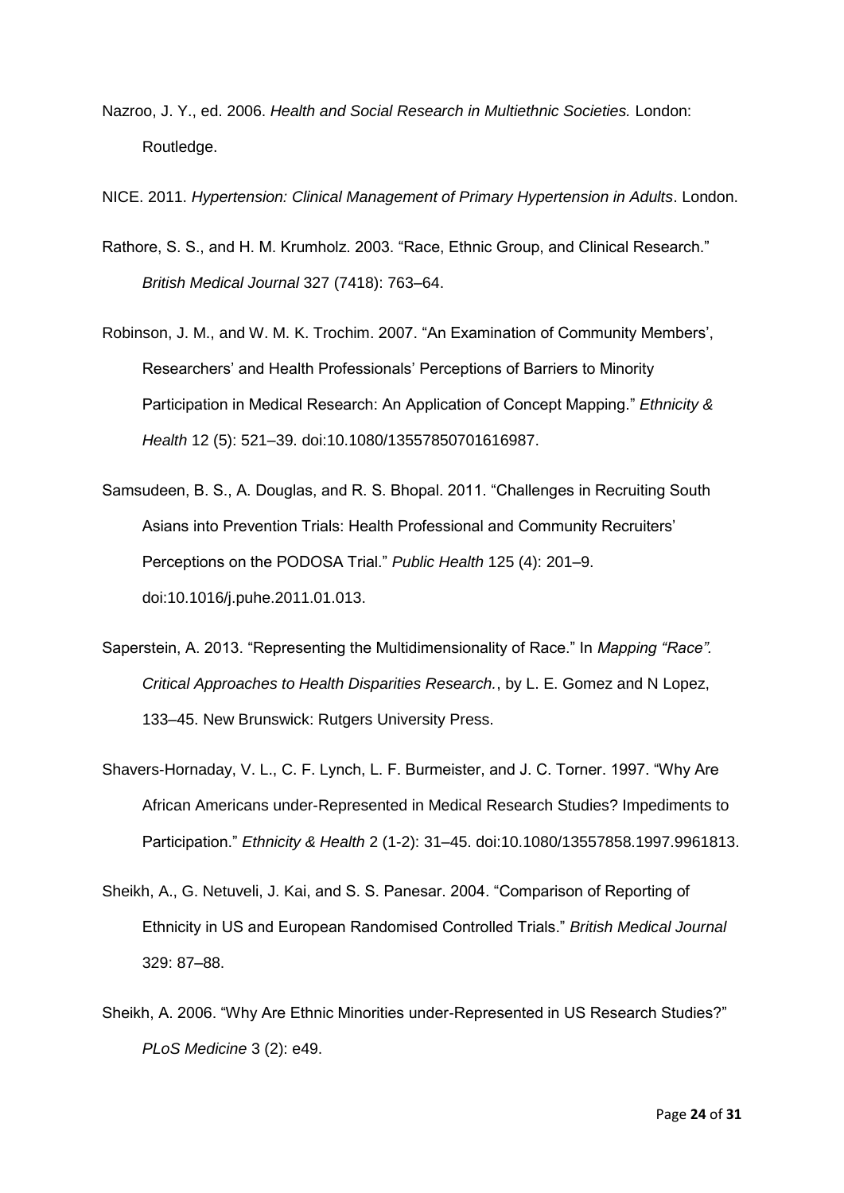Nazroo, J. Y., ed. 2006. *Health and Social Research in Multiethnic Societies.* London: Routledge.

NICE. 2011. *Hypertension: Clinical Management of Primary Hypertension in Adults*. London.

Rathore, S. S., and H. M. Krumholz. 2003. "Race, Ethnic Group, and Clinical Research." *British Medical Journal* 327 (7418): 763–64.

Robinson, J. M., and W. M. K. Trochim. 2007. "An Examination of Community Members', Researchers' and Health Professionals' Perceptions of Barriers to Minority Participation in Medical Research: An Application of Concept Mapping." *Ethnicity & Health* 12 (5): 521–39. doi:10.1080/13557850701616987.

Samsudeen, B. S., A. Douglas, and R. S. Bhopal. 2011. "Challenges in Recruiting South Asians into Prevention Trials: Health Professional and Community Recruiters' Perceptions on the PODOSA Trial." *Public Health* 125 (4): 201–9. doi:10.1016/j.puhe.2011.01.013.

Saperstein, A. 2013. "Representing the Multidimensionality of Race." In *Mapping "Race". Critical Approaches to Health Disparities Research.*, by L. E. Gomez and N Lopez, 133–45. New Brunswick: Rutgers University Press.

Shavers-Hornaday, V. L., C. F. Lynch, L. F. Burmeister, and J. C. Torner. 1997. "Why Are African Americans under-Represented in Medical Research Studies? Impediments to Participation." *Ethnicity & Health* 2 (1-2): 31–45. doi:10.1080/13557858.1997.9961813.

Sheikh, A., G. Netuveli, J. Kai, and S. S. Panesar. 2004. "Comparison of Reporting of Ethnicity in US and European Randomised Controlled Trials." *British Medical Journal* 329: 87–88.

Sheikh, A. 2006. "Why Are Ethnic Minorities under-Represented in US Research Studies?" *PLoS Medicine* 3 (2): e49.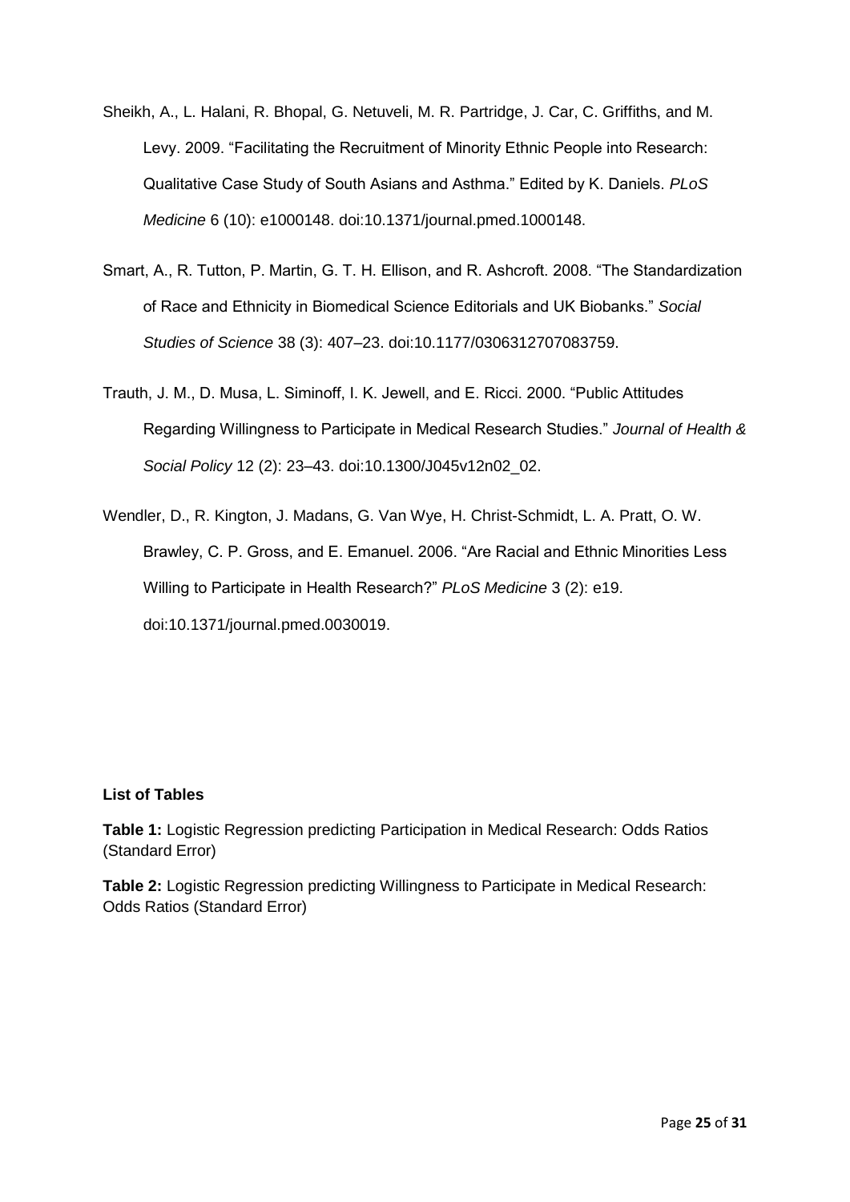Sheikh, A., L. Halani, R. Bhopal, G. Netuveli, M. R. Partridge, J. Car, C. Griffiths, and M. Levy. 2009. "Facilitating the Recruitment of Minority Ethnic People into Research: Qualitative Case Study of South Asians and Asthma." Edited by K. Daniels. *PLoS Medicine* 6 (10): e1000148. doi:10.1371/journal.pmed.1000148.

Smart, A., R. Tutton, P. Martin, G. T. H. Ellison, and R. Ashcroft. 2008. "The Standardization of Race and Ethnicity in Biomedical Science Editorials and UK Biobanks." *Social Studies of Science* 38 (3): 407–23. doi:10.1177/0306312707083759.

Trauth, J. M., D. Musa, L. Siminoff, I. K. Jewell, and E. Ricci. 2000. "Public Attitudes Regarding Willingness to Participate in Medical Research Studies." *Journal of Health & Social Policy* 12 (2): 23–43. doi:10.1300/J045v12n02_02.

Wendler, D., R. Kington, J. Madans, G. Van Wye, H. Christ-Schmidt, L. A. Pratt, O. W. Brawley, C. P. Gross, and E. Emanuel. 2006. "Are Racial and Ethnic Minorities Less Willing to Participate in Health Research?" *PLoS Medicine* 3 (2): e19. doi:10.1371/journal.pmed.0030019.

**List of Tables**

**Table 1:** Logistic Regression predicting Participation in Medical Research: Odds Ratios (Standard Error)

**Table 2:** Logistic Regression predicting Willingness to Participate in Medical Research: Odds Ratios (Standard Error)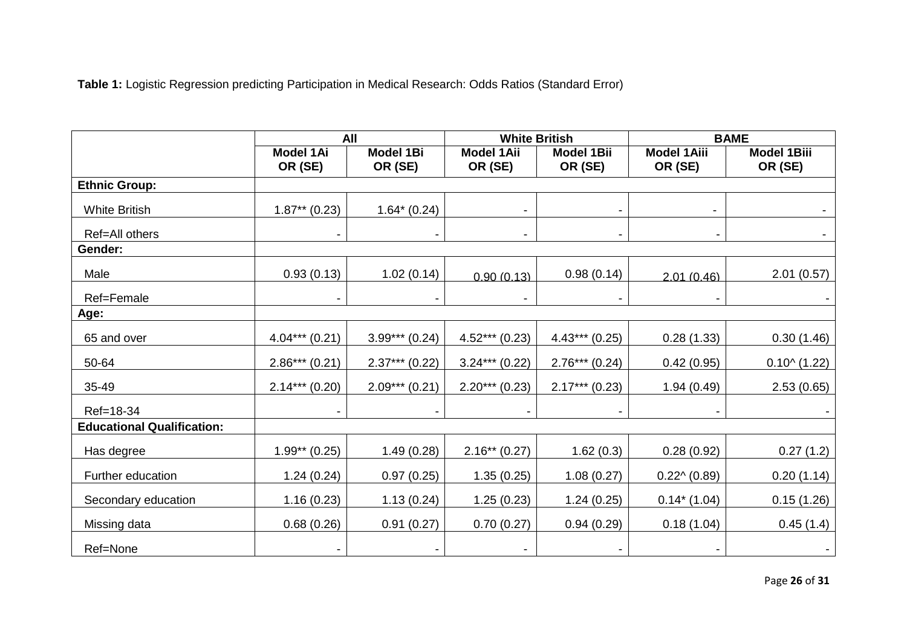**Table 1:** Logistic Regression predicting Participation in Medical Research: Odds Ratios (Standard Error)

| | All | | White British | | BAME | |
|---|---|---|---|---|---|---|
| | Model 1Ai OR (SE) | Model 1Bi OR (SE) | Model 1Aii OR (SE) | Model 1Bii OR (SE) | Model 1Aiii OR (SE) | Model 1Biii OR (SE) |
| **Ethnic Group:** | | | | | | |
| White British | 1.87** (0.23) | 1.64* (0.24) | - | - | - | - |
| Ref=All others | - | - | - | - | - | - |
| **Gender:** | | | | | | |
| Male | 0.93 (0.13) | 1.02 (0.14) | 0.90 (0.13) | 0.98 (0.14) | 2.01 (0.46) | 2.01 (0.57) |
| Ref=Female | - | - | - | - | - | - |
| **Age:** | | | | | | |
| 65 and over | 4.04*** (0.21) | 3.99*** (0.24) | 4.52*** (0.23) | 4.43*** (0.25) | 0.28 (1.33) | 0.30 (1.46) |
| 50-64 | 2.86*** (0.21) | 2.37*** (0.22) | 3.24*** (0.22) | 2.76*** (0.24) | 0.42 (0.95) | 0.10^ (1.22) |
| 35-49 | 2.14*** (0.20) | 2.09*** (0.21) | 2.20*** (0.23) | 2.17*** (0.23) | 1.94 (0.49) | 2.53 (0.65) |
| Ref=18-34 | - | - | - | - | - | - |
| **Educational Qualification:** | | | | | | |
| Has degree | 1.99** (0.25) | 1.49 (0.28) | 2.16** (0.27) | 1.62 (0.3) | 0.28 (0.92) | 0.27 (1.2) |
| Further education | 1.24 (0.24) | 0.97 (0.25) | 1.35 (0.25) | 1.08 (0.27) | 0.22^ (0.89) | 0.20 (1.14) |
| Secondary education | 1.16 (0.23) | 1.13 (0.24) | 1.25 (0.23) | 1.24 (0.25) | 0.14* (1.04) | 0.15 (1.26) |
| Missing data | 0.68 (0.26) | 0.91 (0.27) | 0.70 (0.27) | 0.94 (0.29) | 0.18 (1.04) | 0.45 (1.4) |
| Ref=None | - | - | - | - | - | - |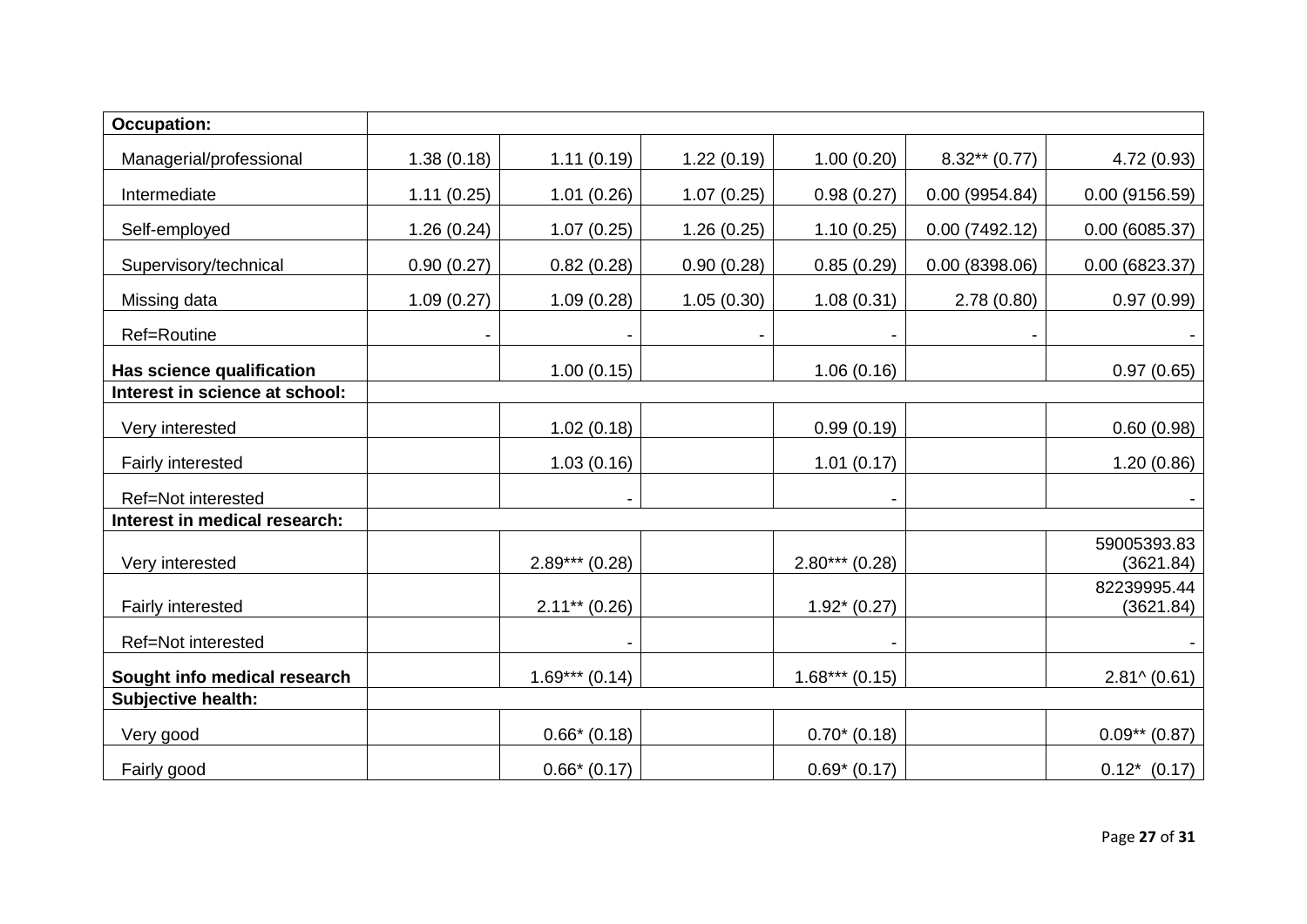| Occupation: | | | | | | |
|---|---|---|---|---|---|---|
| Managerial/professional | 1.38 (0.18) | 1.11 (0.19) | 1.22 (0.19) | 1.00 (0.20) | 8.32** (0.77) | 4.72 (0.93) |
| Intermediate | 1.11 (0.25) | 1.01 (0.26) | 1.07 (0.25) | 0.98 (0.27) | 0.00 (9954.84) | 0.00 (9156.59) |
| Self-employed | 1.26 (0.24) | 1.07 (0.25) | 1.26 (0.25) | 1.10 (0.25) | 0.00 (7492.12) | 0.00 (6085.37) |
| Supervisory/technical | 0.90 (0.27) | 0.82 (0.28) | 0.90 (0.28) | 0.85 (0.29) | 0.00 (8398.06) | 0.00 (6823.37) |
| Missing data | 1.09 (0.27) | 1.09 (0.28) | 1.05 (0.30) | 1.08 (0.31) | 2.78 (0.80) | 0.97 (0.99) |
| Ref=Routine | - | - | - | - | - | - |
| **Has science qualification** | | 1.00 (0.15) | | 1.06 (0.16) | | 0.97 (0.65) |
| **Interest in science at school:** | | | | | | |
| Very interested | | 1.02 (0.18) | | 0.99 (0.19) | | 0.60 (0.98) |
| Fairly interested | | 1.03 (0.16) | | 1.01 (0.17) | | 1.20 (0.86) |
| Ref=Not interested | | - | | - | | - |
| **Interest in medical research:** | | | | | | |
| Very interested | | 2.89*** (0.28) | | 2.80*** (0.28) | | 59005393.83 (3621.84) |
| Fairly interested | | 2.11** (0.26) | | 1.92* (0.27) | | 82239995.44 (3621.84) |
| Ref=Not interested | | - | | - | | - |
| **Sought info medical research** | | 1.69*** (0.14) | | 1.68*** (0.15) | | 2.81^ (0.61) |
| **Subjective health:** | | | | | | |
| Very good | | 0.66* (0.18) | | 0.70* (0.18) | | 0.09** (0.87) |
| Fairly good | | 0.66* (0.17) | | 0.69* (0.17) | | 0.12* (0.17) |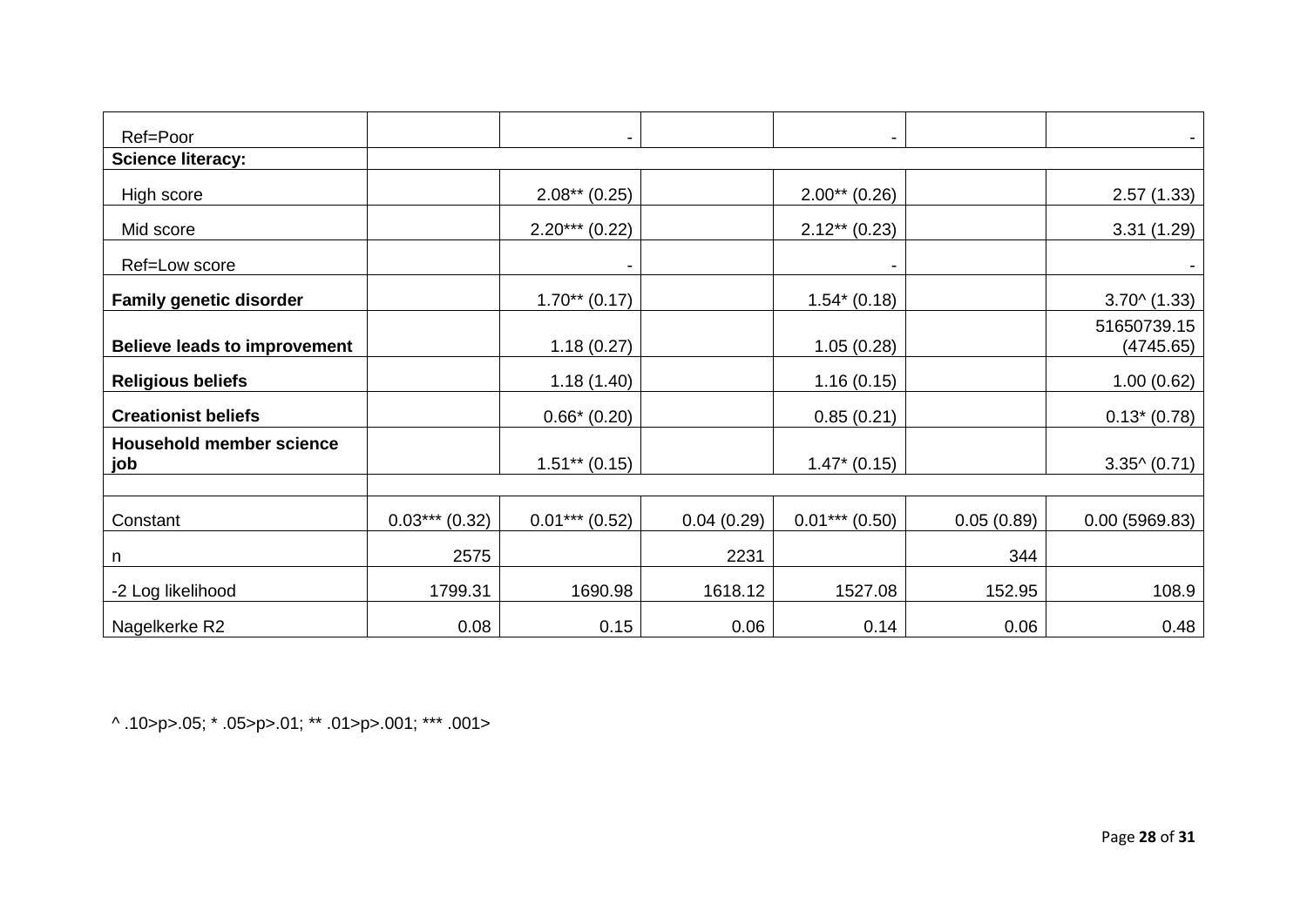| | | | | | | |
|---|---|---|---|---|---|---|
| Ref=Poor | | - | | - | | - |
| **Science literacy:** | | | | | | |
| High score | | 2.08** (0.25) | | 2.00** (0.26) | | 2.57 (1.33) |
| Mid score | | 2.20*** (0.22) | | 2.12** (0.23) | | 3.31 (1.29) |
| Ref=Low score | | - | | - | | - |
| **Family genetic disorder** | | 1.70** (0.17) | | 1.54* (0.18) | | 3.70^ (1.33) |
| **Believe leads to improvement** | | 1.18 (0.27) | | 1.05 (0.28) | | 51650739.15 (4745.65) |
| **Religious beliefs** | | 1.18 (1.40) | | 1.16 (0.15) | | 1.00 (0.62) |
| **Creationist beliefs** | | 0.66* (0.20) | | 0.85 (0.21) | | 0.13* (0.78) |
| **Household member science job** | | 1.51** (0.15) | | 1.47* (0.15) | | 3.35^ (0.71) |
| | | | | | | |
| Constant | 0.03*** (0.32) | 0.01*** (0.52) | 0.04 (0.29) | 0.01*** (0.50) | 0.05 (0.89) | 0.00 (5969.83) |
| n | 2575 | | 2231 | | 344 | |
| -2 Log likelihood | 1799.31 | 1690.98 | 1618.12 | 1527.08 | 152.95 | 108.9 |
| Nagelkerke R2 | 0.08 | 0.15 | 0.06 | 0.14 | 0.06 | 0.48 |

^ .10>p>.05; * .05>p>.01; ** .01>p>.001; *** .001>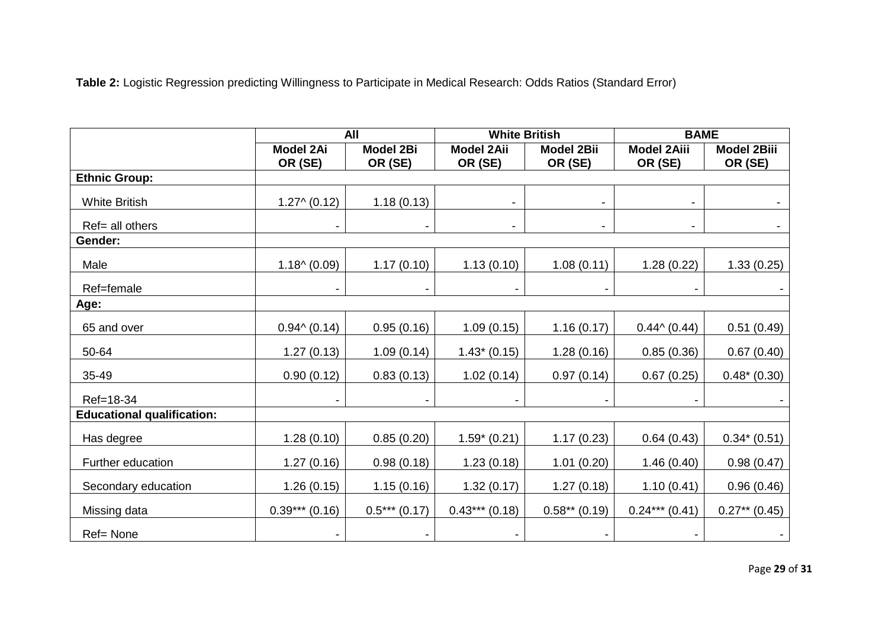**Table 2:** Logistic Regression predicting Willingness to Participate in Medical Research: Odds Ratios (Standard Error)

| | All | | White British | | BAME | |
|---|---|---|---|---|---|---|
| | **Model 2Ai OR (SE)** | **Model 2Bi OR (SE)** | **Model 2Aii OR (SE)** | **Model 2Bii OR (SE)** | **Model 2Aiii OR (SE)** | **Model 2Biii OR (SE)** |
| **Ethnic Group:** | | | | | | |
| White British | 1.27^ (0.12) | 1.18 (0.13) | - | - | - | - |
| Ref= all others | - | - | - | - | - | - |
| **Gender:** | | | | | | |
| Male | 1.18^ (0.09) | 1.17 (0.10) | 1.13 (0.10) | 1.08 (0.11) | 1.28 (0.22) | 1.33 (0.25) |
| Ref=female | - | - | - | - | - | - |
| **Age:** | | | | | | |
| 65 and over | 0.94^ (0.14) | 0.95 (0.16) | 1.09 (0.15) | 1.16 (0.17) | 0.44^ (0.44) | 0.51 (0.49) |
| 50-64 | 1.27 (0.13) | 1.09 (0.14) | 1.43* (0.15) | 1.28 (0.16) | 0.85 (0.36) | 0.67 (0.40) |
| 35-49 | 0.90 (0.12) | 0.83 (0.13) | 1.02 (0.14) | 0.97 (0.14) | 0.67 (0.25) | 0.48* (0.30) |
| Ref=18-34 | - | - | - | - | - | - |
| **Educational qualification:** | | | | | | |
| Has degree | 1.28 (0.10) | 0.85 (0.20) | 1.59* (0.21) | 1.17 (0.23) | 0.64 (0.43) | 0.34* (0.51) |
| Further education | 1.27 (0.16) | 0.98 (0.18) | 1.23 (0.18) | 1.01 (0.20) | 1.46 (0.40) | 0.98 (0.47) |
| Secondary education | 1.26 (0.15) | 1.15 (0.16) | 1.32 (0.17) | 1.27 (0.18) | 1.10 (0.41) | 0.96 (0.46) |
| Missing data | 0.39*** (0.16) | 0.5*** (0.17) | 0.43*** (0.18) | 0.58** (0.19) | 0.24*** (0.41) | 0.27** (0.45) |
| Ref= None | - | - | - | - | - | - |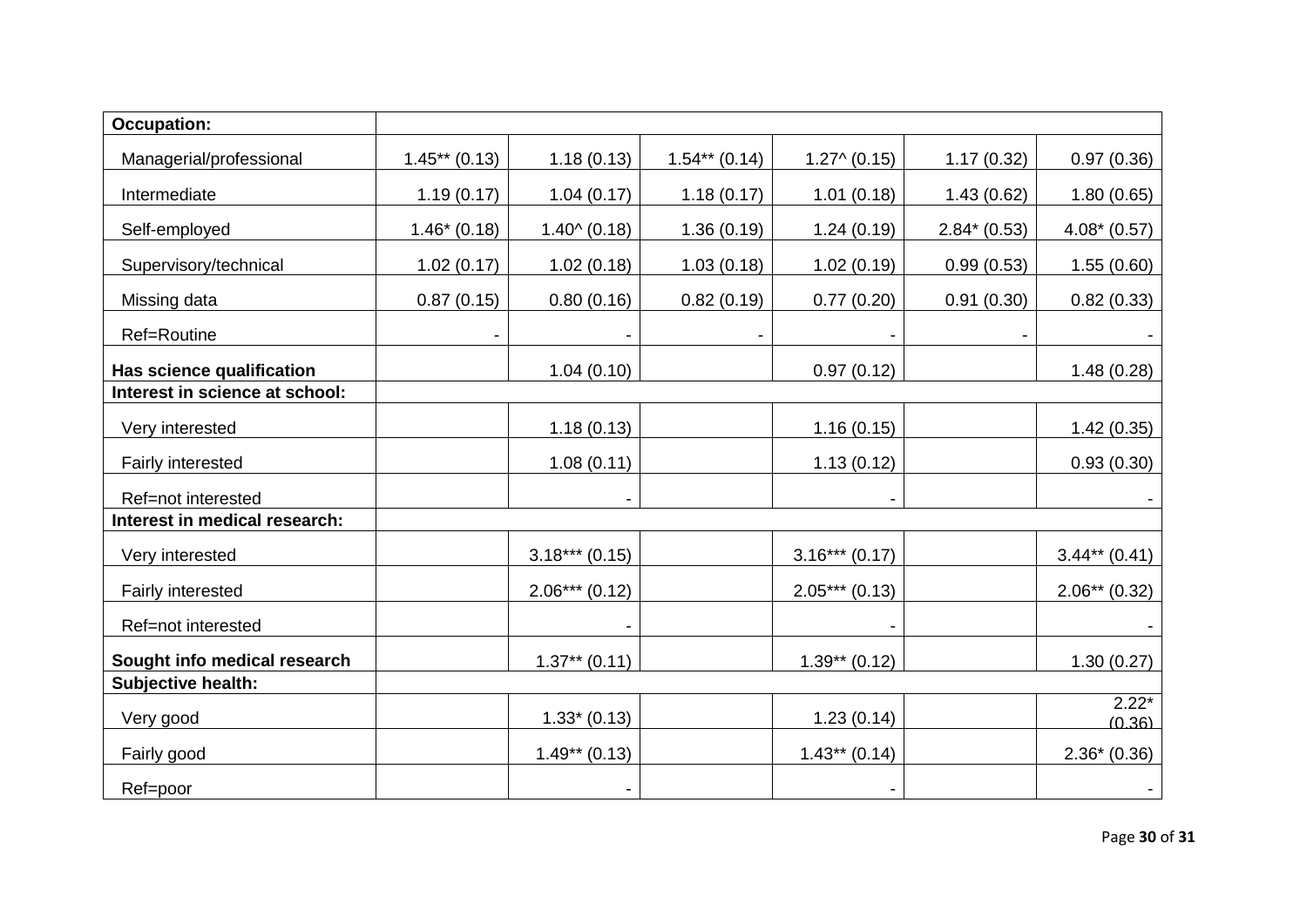| | | | | | | |
|---|---|---|---|---|---|---|
| **Occupation:** | | | | | | |
| Managerial/professional | 1.45** (0.13) | 1.18 (0.13) | 1.54** (0.14) | 1.27^ (0.15) | 1.17 (0.32) | 0.97 (0.36) |
| Intermediate | 1.19 (0.17) | 1.04 (0.17) | 1.18 (0.17) | 1.01 (0.18) | 1.43 (0.62) | 1.80 (0.65) |
| Self-employed | 1.46* (0.18) | 1.40^ (0.18) | 1.36 (0.19) | 1.24 (0.19) | 2.84* (0.53) | 4.08* (0.57) |
| Supervisory/technical | 1.02 (0.17) | 1.02 (0.18) | 1.03 (0.18) | 1.02 (0.19) | 0.99 (0.53) | 1.55 (0.60) |
| Missing data | 0.87 (0.15) | 0.80 (0.16) | 0.82 (0.19) | 0.77 (0.20) | 0.91 (0.30) | 0.82 (0.33) |
| Ref=Routine | - | - | - | - | - | - |
| **Has science qualification** | | 1.04 (0.10) | | 0.97 (0.12) | | 1.48 (0.28) |
| **Interest in science at school:** | | | | | | |
| Very interested | | 1.18 (0.13) | | 1.16 (0.15) | | 1.42 (0.35) |
| Fairly interested | | 1.08 (0.11) | | 1.13 (0.12) | | 0.93 (0.30) |
| Ref=not interested | | - | | - | | - |
| **Interest in medical research:** | | | | | | |
| Very interested | | 3.18*** (0.15) | | 3.16*** (0.17) | | 3.44** (0.41) |
| Fairly interested | | 2.06*** (0.12) | | 2.05*** (0.13) | | 2.06** (0.32) |
| Ref=not interested | | - | | - | | - |
| **Sought info medical research** | | 1.37** (0.11) | | 1.39** (0.12) | | 1.30 (0.27) |
| **Subjective health:** | | | | | | |
| Very good | | 1.33* (0.13) | | 1.23 (0.14) | | 2.22* (0.36) |
| Fairly good | | 1.49** (0.13) | | 1.43** (0.14) | | 2.36* (0.36) |
| Ref=poor | | - | | - | | - |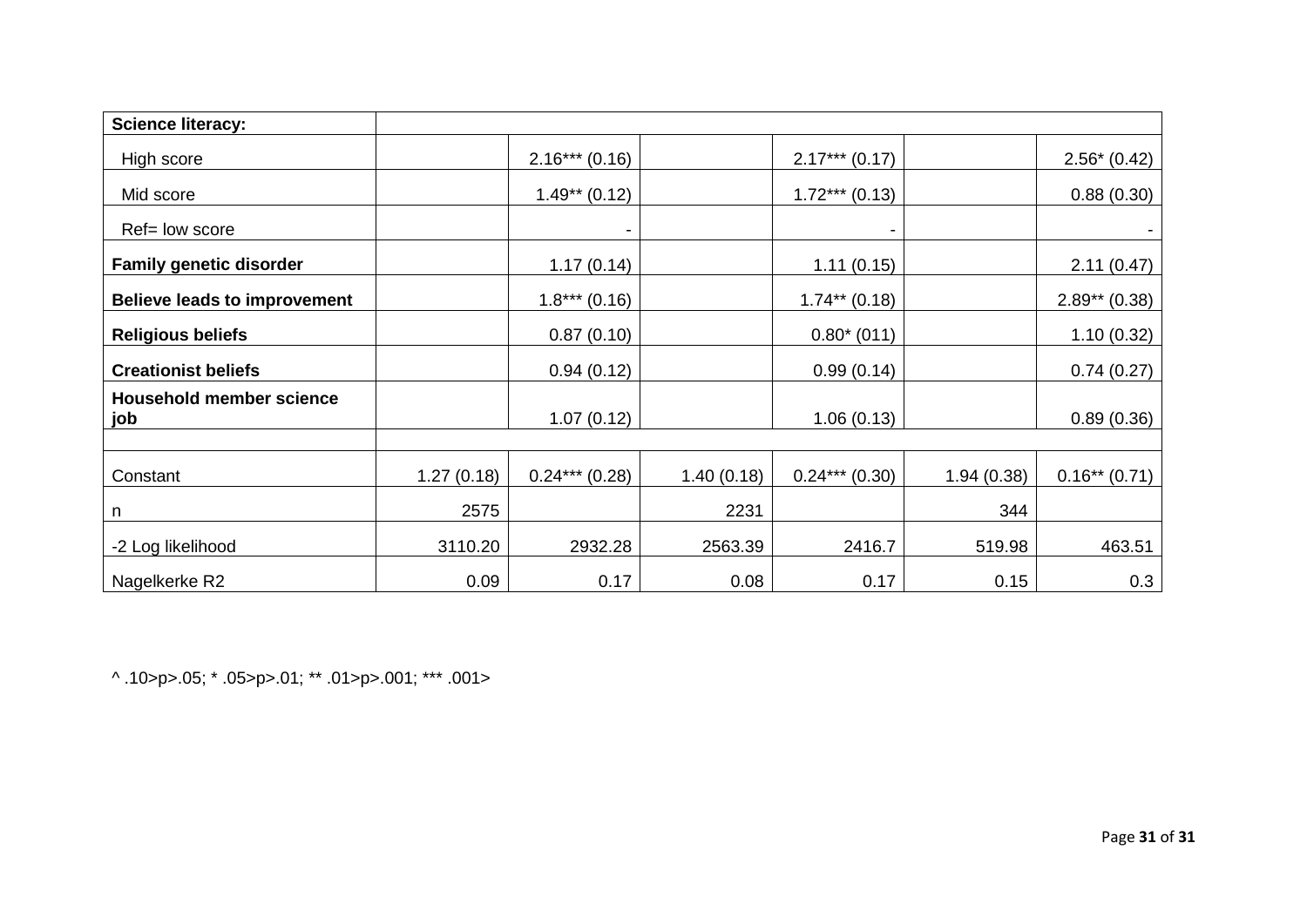| | | | | | | |
|---|---|---|---|---|---|---|
| **Science literacy:** | | | | | | |
| High score | | 2.16*** (0.16) | | 2.17*** (0.17) | | 2.56* (0.42) |
| Mid score | | 1.49** (0.12) | | 1.72*** (0.13) | | 0.88 (0.30) |
| Ref= low score | | - | | - | | - |
| **Family genetic disorder** | | 1.17 (0.14) | | 1.11 (0.15) | | 2.11 (0.47) |
| **Believe leads to improvement** | | 1.8*** (0.16) | | 1.74** (0.18) | | 2.89** (0.38) |
| **Religious beliefs** | | 0.87 (0.10) | | 0.80* (011) | | 1.10 (0.32) |
| **Creationist beliefs** | | 0.94 (0.12) | | 0.99 (0.14) | | 0.74 (0.27) |
| **Household member science job** | | 1.07 (0.12) | | 1.06 (0.13) | | 0.89 (0.36) |
| | | | | | | |
| Constant | 1.27 (0.18) | 0.24*** (0.28) | 1.40 (0.18) | 0.24*** (0.30) | 1.94 (0.38) | 0.16** (0.71) |
| n | 2575 | | 2231 | | 344 | |
| -2 Log likelihood | 3110.20 | 2932.28 | 2563.39 | 2416.7 | 519.98 | 463.51 |
| Nagelkerke R2 | 0.09 | 0.17 | 0.08 | 0.17 | 0.15 | 0.3 |

^ .10>p>.05; * .05>p>.01; ** .01>p>.001; *** .001>